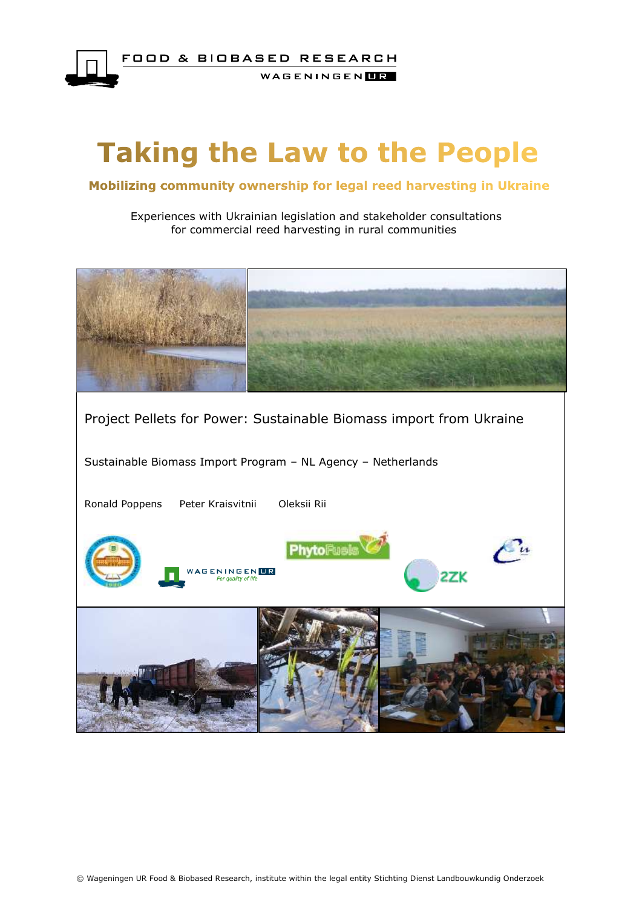FOOD & BIOBASED RESEARCH

WAGENINGEN UR

# Taking the Law to the People

## Mobilizing community ownership for legal reed harvesting in Ukraine

Experiences with Ukrainian legislation and stakeholder consultations for commercial reed harvesting in rural communities

Project Pellets for Power: Sustainable Biomass import from Ukraine

Sustainable Biomass Import Program – NL Agency – Netherlands

Ronald Poppens    Peter Kraisvitnii    Oleksii Rii

© Wageningen UR Food & Biobased Research, institute within the legal entity Stichting Dienst Landbouwkundig Onderzoek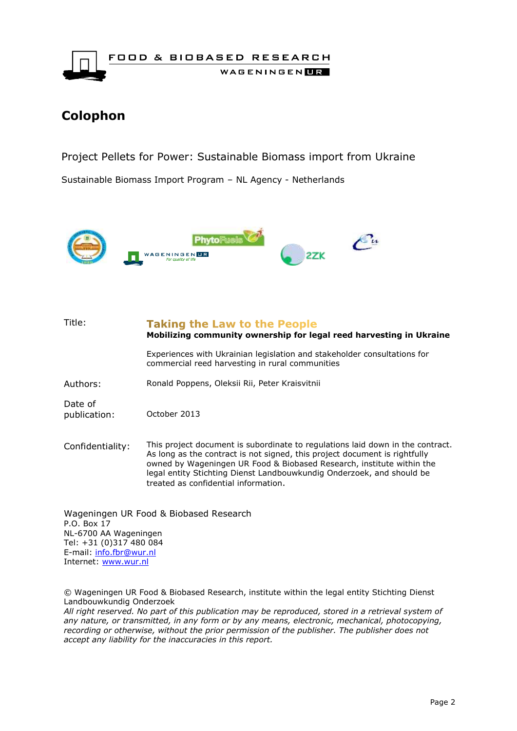FOOD & BIOBASED RESEARCH
WAGENINGEN UR

# Colophon

Project Pellets for Power: Sustainable Biomass import from Ukraine

Sustainable Biomass Import Program – NL Agency - Netherlands

| | |
|---|---|
| Title: | **Taking the Law to the People**<br>**Mobilizing community ownership for legal reed harvesting in Ukraine**<br><br>Experiences with Ukrainian legislation and stakeholder consultations for commercial reed harvesting in rural communities |
| Authors: | Ronald Poppens, Oleksii Rii, Peter Kraisvitnii |
| Date of publication: | October 2013 |
| Confidentiality: | This project document is subordinate to regulations laid down in the contract. As long as the contract is not signed, this project document is rightfully owned by Wageningen UR Food & Biobased Research, institute within the legal entity Stichting Dienst Landbouwkundig Onderzoek, and should be treated as confidential information. |

Wageningen UR Food & Biobased Research
P.O. Box 17
NL-6700 AA Wageningen
Tel: +31 (0)317 480 084
E-mail: info.fbr@wur.nl
Internet: www.wur.nl

© Wageningen UR Food & Biobased Research, institute within the legal entity Stichting Dienst Landbouwkundig Onderzoek

*All right reserved. No part of this publication may be reproduced, stored in a retrieval system of any nature, or transmitted, in any form or by any means, electronic, mechanical, photocopying, recording or otherwise, without the prior permission of the publisher. The publisher does not accept any liability for the inaccuracies in this report.*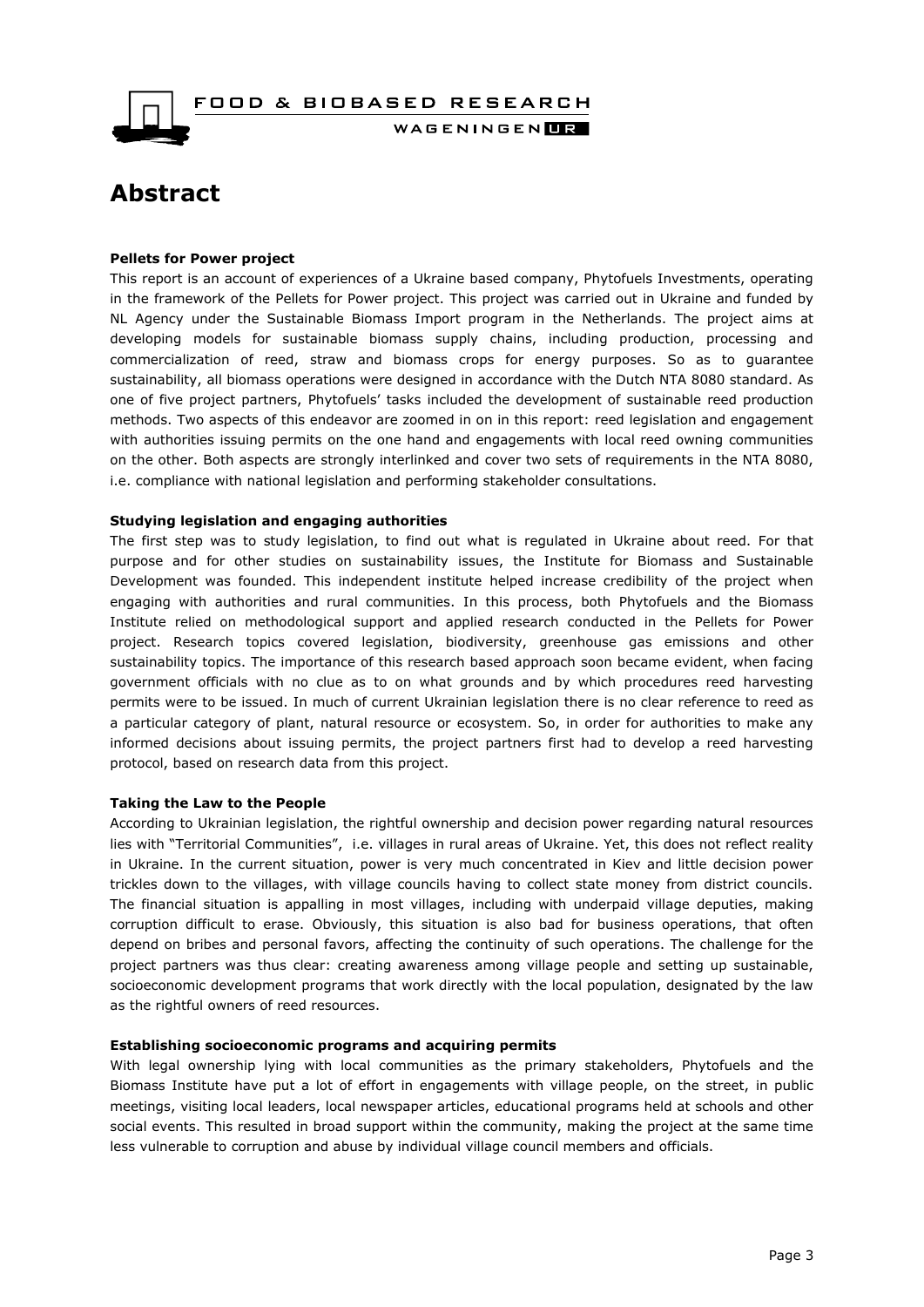# Abstract

**Pellets for Power project**

This report is an account of experiences of a Ukraine based company, Phytofuels Investments, operating in the framework of the Pellets for Power project. This project was carried out in Ukraine and funded by NL Agency under the Sustainable Biomass Import program in the Netherlands. The project aims at developing models for sustainable biomass supply chains, including production, processing and commercialization of reed, straw and biomass crops for energy purposes. So as to guarantee sustainability, all biomass operations were designed in accordance with the Dutch NTA 8080 standard. As one of five project partners, Phytofuels' tasks included the development of sustainable reed production methods. Two aspects of this endeavor are zoomed in on in this report: reed legislation and engagement with authorities issuing permits on the one hand and engagements with local reed owning communities on the other. Both aspects are strongly interlinked and cover two sets of requirements in the NTA 8080, i.e. compliance with national legislation and performing stakeholder consultations.

**Studying legislation and engaging authorities**

The first step was to study legislation, to find out what is regulated in Ukraine about reed. For that purpose and for other studies on sustainability issues, the Institute for Biomass and Sustainable Development was founded. This independent institute helped increase credibility of the project when engaging with authorities and rural communities. In this process, both Phytofuels and the Biomass Institute relied on methodological support and applied research conducted in the Pellets for Power project. Research topics covered legislation, biodiversity, greenhouse gas emissions and other sustainability topics. The importance of this research based approach soon became evident, when facing government officials with no clue as to on what grounds and by which procedures reed harvesting permits were to be issued. In much of current Ukrainian legislation there is no clear reference to reed as a particular category of plant, natural resource or ecosystem. So, in order for authorities to make any informed decisions about issuing permits, the project partners first had to develop a reed harvesting protocol, based on research data from this project.

**Taking the Law to the People**

According to Ukrainian legislation, the rightful ownership and decision power regarding natural resources lies with "Territorial Communities", i.e. villages in rural areas of Ukraine. Yet, this does not reflect reality in Ukraine. In the current situation, power is very much concentrated in Kiev and little decision power trickles down to the villages, with village councils having to collect state money from district councils. The financial situation is appalling in most villages, including with underpaid village deputies, making corruption difficult to erase. Obviously, this situation is also bad for business operations, that often depend on bribes and personal favors, affecting the continuity of such operations. The challenge for the project partners was thus clear: creating awareness among village people and setting up sustainable, socioeconomic development programs that work directly with the local population, designated by the law as the rightful owners of reed resources.

**Establishing socioeconomic programs and acquiring permits**

With legal ownership lying with local communities as the primary stakeholders, Phytofuels and the Biomass Institute have put a lot of effort in engagements with village people, on the street, in public meetings, visiting local leaders, local newspaper articles, educational programs held at schools and other social events. This resulted in broad support within the community, making the project at the same time less vulnerable to corruption and abuse by individual village council members and officials.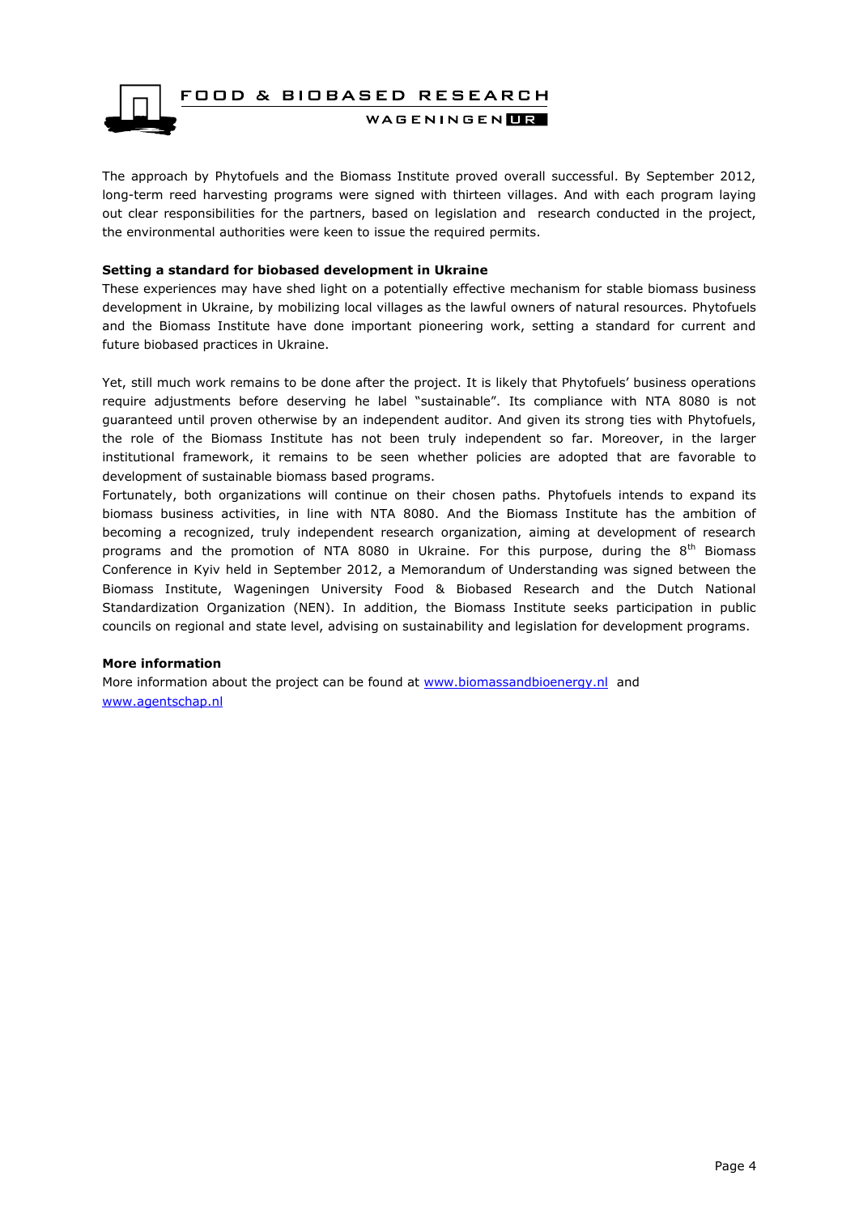The approach by Phytofuels and the Biomass Institute proved overall successful. By September 2012, long-term reed harvesting programs were signed with thirteen villages. And with each program laying out clear responsibilities for the partners, based on legislation and research conducted in the project, the environmental authorities were keen to issue the required permits.

**Setting a standard for biobased development in Ukraine**

These experiences may have shed light on a potentially effective mechanism for stable biomass business development in Ukraine, by mobilizing local villages as the lawful owners of natural resources. Phytofuels and the Biomass Institute have done important pioneering work, setting a standard for current and future biobased practices in Ukraine.

Yet, still much work remains to be done after the project. It is likely that Phytofuels' business operations require adjustments before deserving he label "sustainable". Its compliance with NTA 8080 is not guaranteed until proven otherwise by an independent auditor. And given its strong ties with Phytofuels, the role of the Biomass Institute has not been truly independent so far. Moreover, in the larger institutional framework, it remains to be seen whether policies are adopted that are favorable to development of sustainable biomass based programs.

Fortunately, both organizations will continue on their chosen paths. Phytofuels intends to expand its biomass business activities, in line with NTA 8080. And the Biomass Institute has the ambition of becoming a recognized, truly independent research organization, aiming at development of research programs and the promotion of NTA 8080 in Ukraine. For this purpose, during the 8th Biomass Conference in Kyiv held in September 2012, a Memorandum of Understanding was signed between the Biomass Institute, Wageningen University Food & Biobased Research and the Dutch National Standardization Organization (NEN). In addition, the Biomass Institute seeks participation in public councils on regional and state level, advising on sustainability and legislation for development programs.

**More information**

More information about the project can be found at www.biomassandbioenergy.nl and www.agentschap.nl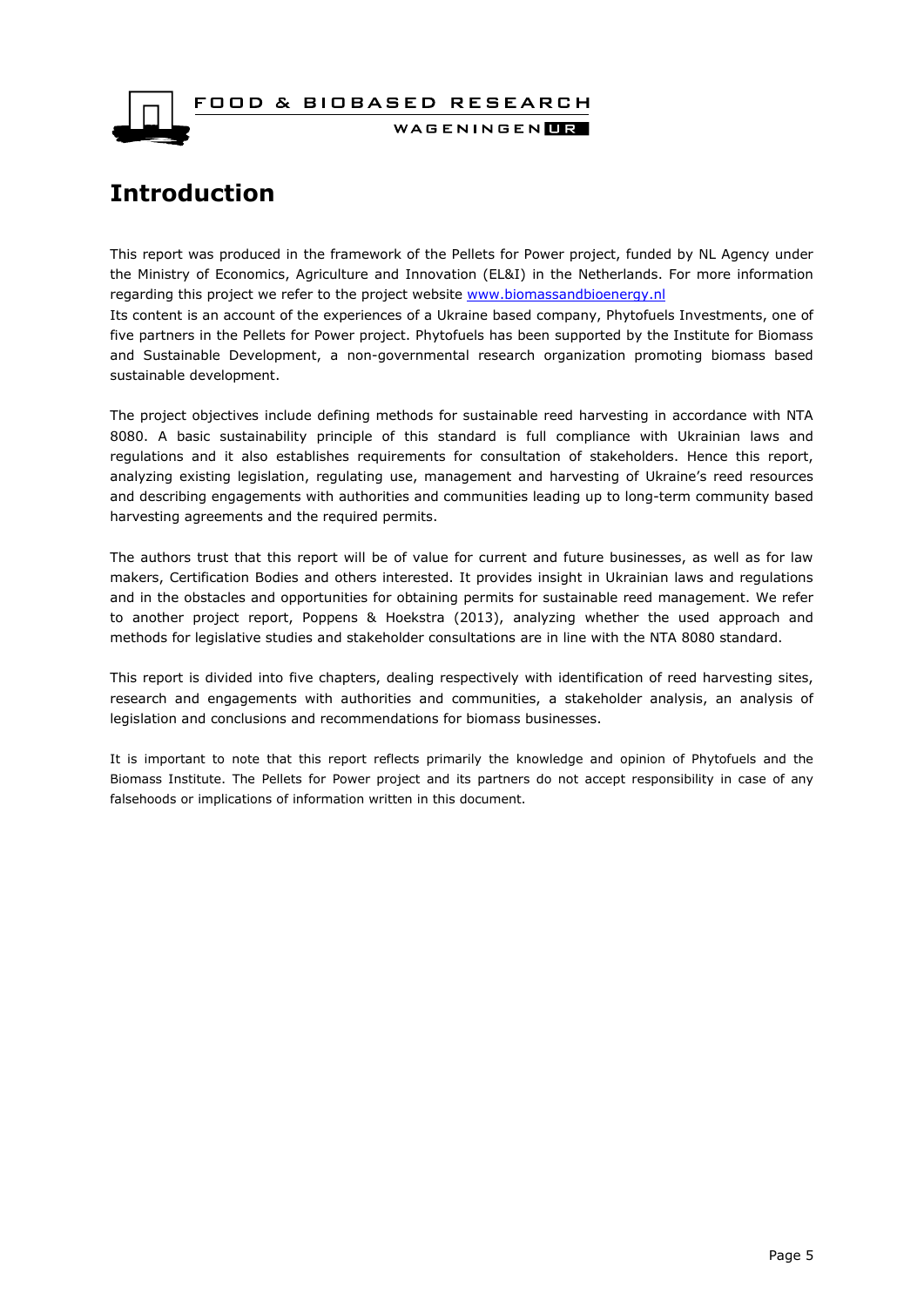# Introduction

This report was produced in the framework of the Pellets for Power project, funded by NL Agency under the Ministry of Economics, Agriculture and Innovation (EL&I) in the Netherlands. For more information regarding this project we refer to the project website www.biomassandbioenergy.nl

Its content is an account of the experiences of a Ukraine based company, Phytofuels Investments, one of five partners in the Pellets for Power project. Phytofuels has been supported by the Institute for Biomass and Sustainable Development, a non-governmental research organization promoting biomass based sustainable development.

The project objectives include defining methods for sustainable reed harvesting in accordance with NTA 8080. A basic sustainability principle of this standard is full compliance with Ukrainian laws and regulations and it also establishes requirements for consultation of stakeholders. Hence this report, analyzing existing legislation, regulating use, management and harvesting of Ukraine's reed resources and describing engagements with authorities and communities leading up to long-term community based harvesting agreements and the required permits.

The authors trust that this report will be of value for current and future businesses, as well as for law makers, Certification Bodies and others interested. It provides insight in Ukrainian laws and regulations and in the obstacles and opportunities for obtaining permits for sustainable reed management. We refer to another project report, Poppens & Hoekstra (2013), analyzing whether the used approach and methods for legislative studies and stakeholder consultations are in line with the NTA 8080 standard.

This report is divided into five chapters, dealing respectively with identification of reed harvesting sites, research and engagements with authorities and communities, a stakeholder analysis, an analysis of legislation and conclusions and recommendations for biomass businesses.

It is important to note that this report reflects primarily the knowledge and opinion of Phytofuels and the Biomass Institute. The Pellets for Power project and its partners do not accept responsibility in case of any falsehoods or implications of information written in this document.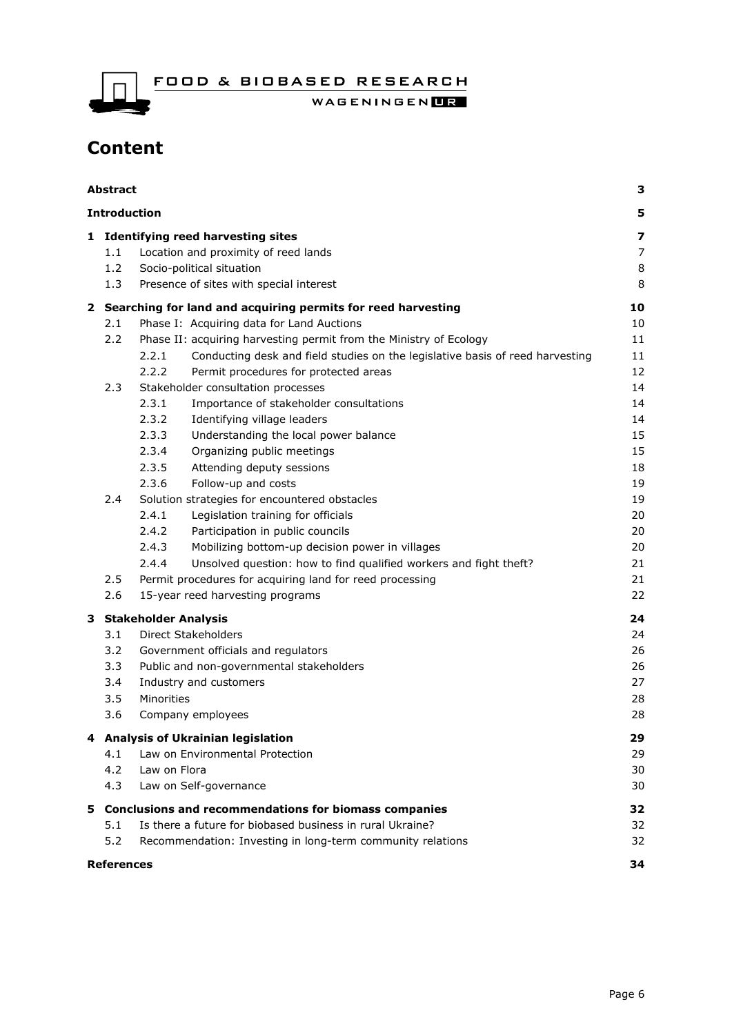# Content

| | | | |
|---|---|---|---|
| **Abstract** | | | **3** |
| **Introduction** | | | **5** |
| **1** | **Identifying reed harvesting sites** | | **7** |
| | 1.1 | Location and proximity of reed lands | 7 |
| | 1.2 | Socio-political situation | 8 |
| | 1.3 | Presence of sites with special interest | 8 |
| **2** | **Searching for land and acquiring permits for reed harvesting** | | **10** |
| | 2.1 | Phase I: Acquiring data for Land Auctions | 10 |
| | 2.2 | Phase II: acquiring harvesting permit from the Ministry of Ecology | 11 |
| | 2.2.1 | Conducting desk and field studies on the legislative basis of reed harvesting | 11 |
| | 2.2.2 | Permit procedures for protected areas | 12 |
| | 2.3 | Stakeholder consultation processes | 14 |
| | 2.3.1 | Importance of stakeholder consultations | 14 |
| | 2.3.2 | Identifying village leaders | 14 |
| | 2.3.3 | Understanding the local power balance | 15 |
| | 2.3.4 | Organizing public meetings | 15 |
| | 2.3.5 | Attending deputy sessions | 18 |
| | 2.3.6 | Follow-up and costs | 19 |
| | 2.4 | Solution strategies for encountered obstacles | 19 |
| | 2.4.1 | Legislation training for officials | 20 |
| | 2.4.2 | Participation in public councils | 20 |
| | 2.4.3 | Mobilizing bottom-up decision power in villages | 20 |
| | 2.4.4 | Unsolved question: how to find qualified workers and fight theft? | 21 |
| | 2.5 | Permit procedures for acquiring land for reed processing | 21 |
| | 2.6 | 15-year reed harvesting programs | 22 |
| **3** | **Stakeholder Analysis** | | **24** |
| | 3.1 | Direct Stakeholders | 24 |
| | 3.2 | Government officials and regulators | 26 |
| | 3.3 | Public and non-governmental stakeholders | 26 |
| | 3.4 | Industry and customers | 27 |
| | 3.5 | Minorities | 28 |
| | 3.6 | Company employees | 28 |
| **4** | **Analysis of Ukrainian legislation** | | **29** |
| | 4.1 | Law on Environmental Protection | 29 |
| | 4.2 | Law on Flora | 30 |
| | 4.3 | Law on Self-governance | 30 |
| **5** | **Conclusions and recommendations for biomass companies** | | **32** |
| | 5.1 | Is there a future for biobased business in rural Ukraine? | 32 |
| | 5.2 | Recommendation: Investing in long-term community relations | 32 |
| **References** | | | **34** |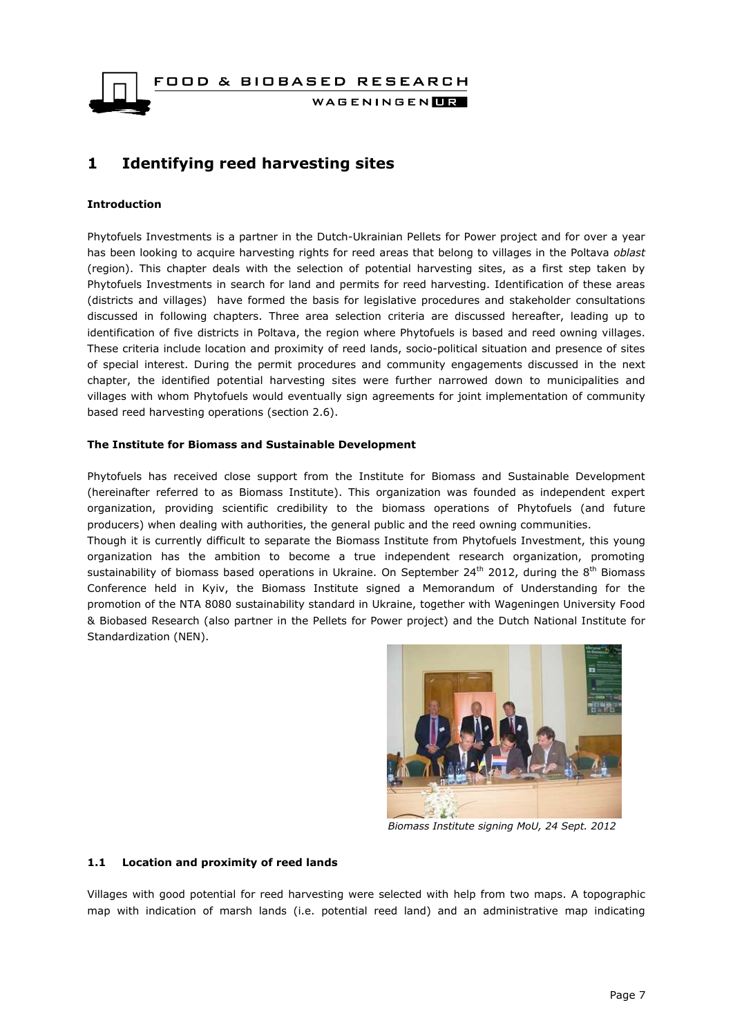# 1 Identifying reed harvesting sites

**Introduction**

Phytofuels Investments is a partner in the Dutch-Ukrainian Pellets for Power project and for over a year has been looking to acquire harvesting rights for reed areas that belong to villages in the Poltava *oblast* (region). This chapter deals with the selection of potential harvesting sites, as a first step taken by Phytofuels Investments in search for land and permits for reed harvesting. Identification of these areas (districts and villages) have formed the basis for legislative procedures and stakeholder consultations discussed in following chapters. Three area selection criteria are discussed hereafter, leading up to identification of five districts in Poltava, the region where Phytofuels is based and reed owning villages. These criteria include location and proximity of reed lands, socio-political situation and presence of sites of special interest. During the permit procedures and community engagements discussed in the next chapter, the identified potential harvesting sites were further narrowed down to municipalities and villages with whom Phytofuels would eventually sign agreements for joint implementation of community based reed harvesting operations (section 2.6).

**The Institute for Biomass and Sustainable Development**

Phytofuels has received close support from the Institute for Biomass and Sustainable Development (hereinafter referred to as Biomass Institute). This organization was founded as independent expert organization, providing scientific credibility to the biomass operations of Phytofuels (and future producers) when dealing with authorities, the general public and the reed owning communities.

Though it is currently difficult to separate the Biomass Institute from Phytofuels Investment, this young organization has the ambition to become a true independent research organization, promoting sustainability of biomass based operations in Ukraine. On September 24th 2012, during the 8th Biomass Conference held in Kyiv, the Biomass Institute signed a Memorandum of Understanding for the promotion of the NTA 8080 sustainability standard in Ukraine, together with Wageningen University Food & Biobased Research (also partner in the Pellets for Power project) and the Dutch National Institute for Standardization (NEN).

*Biomass Institute signing MoU, 24 Sept. 2012*

## 1.1 Location and proximity of reed lands

Villages with good potential for reed harvesting were selected with help from two maps. A topographic map with indication of marsh lands (i.e. potential reed land) and an administrative map indicating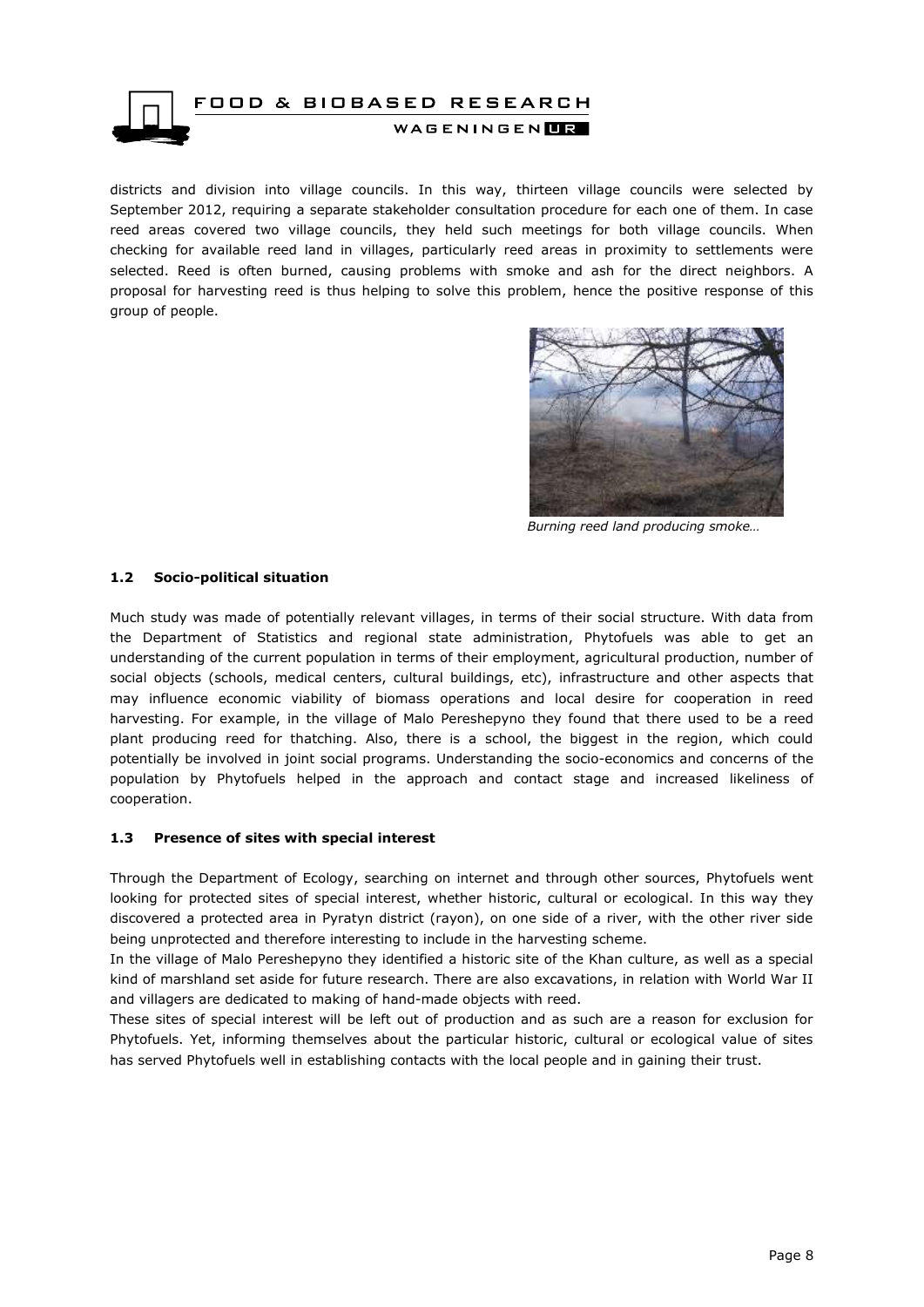districts and division into village councils. In this way, thirteen village councils were selected by September 2012, requiring a separate stakeholder consultation procedure for each one of them. In case reed areas covered two village councils, they held such meetings for both village councils. When checking for available reed land in villages, particularly reed areas in proximity to settlements were selected. Reed is often burned, causing problems with smoke and ash for the direct neighbors. A proposal for harvesting reed is thus helping to solve this problem, hence the positive response of this group of people.

*Burning reed land producing smoke…*

### 1.2 Socio-political situation

Much study was made of potentially relevant villages, in terms of their social structure. With data from the Department of Statistics and regional state administration, Phytofuels was able to get an understanding of the current population in terms of their employment, agricultural production, number of social objects (schools, medical centers, cultural buildings, etc), infrastructure and other aspects that may influence economic viability of biomass operations and local desire for cooperation in reed harvesting. For example, in the village of Malo Pereshepyno they found that there used to be a reed plant producing reed for thatching. Also, there is a school, the biggest in the region, which could potentially be involved in joint social programs. Understanding the socio-economics and concerns of the population by Phytofuels helped in the approach and contact stage and increased likeliness of cooperation.

### 1.3 Presence of sites with special interest

Through the Department of Ecology, searching on internet and through other sources, Phytofuels went looking for protected sites of special interest, whether historic, cultural or ecological. In this way they discovered a protected area in Pyratyn district (rayon), on one side of a river, with the other river side being unprotected and therefore interesting to include in the harvesting scheme.

In the village of Malo Pereshepyno they identified a historic site of the Khan culture, as well as a special kind of marshland set aside for future research. There are also excavations, in relation with World War II and villagers are dedicated to making of hand-made objects with reed.

These sites of special interest will be left out of production and as such are a reason for exclusion for Phytofuels. Yet, informing themselves about the particular historic, cultural or ecological value of sites has served Phytofuels well in establishing contacts with the local people and in gaining their trust.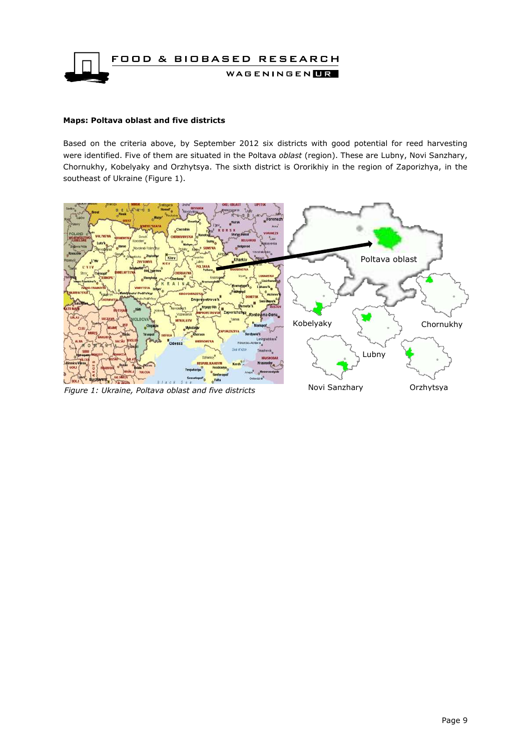#### Maps: Poltava oblast and five districts

Based on the criteria above, by September 2012 six districts with good potential for reed harvesting were identified. Five of them are situated in the Poltava *oblast* (region). These are Lubny, Novi Sanzhary, Chornukhy, Kobelyaky and Orzhytsya. The sixth district is Ororikhiy in the region of Zaporizhya, in the southeast of Ukraine (Figure 1).

*Figure 1: Ukraine, Poltava oblast and five districts*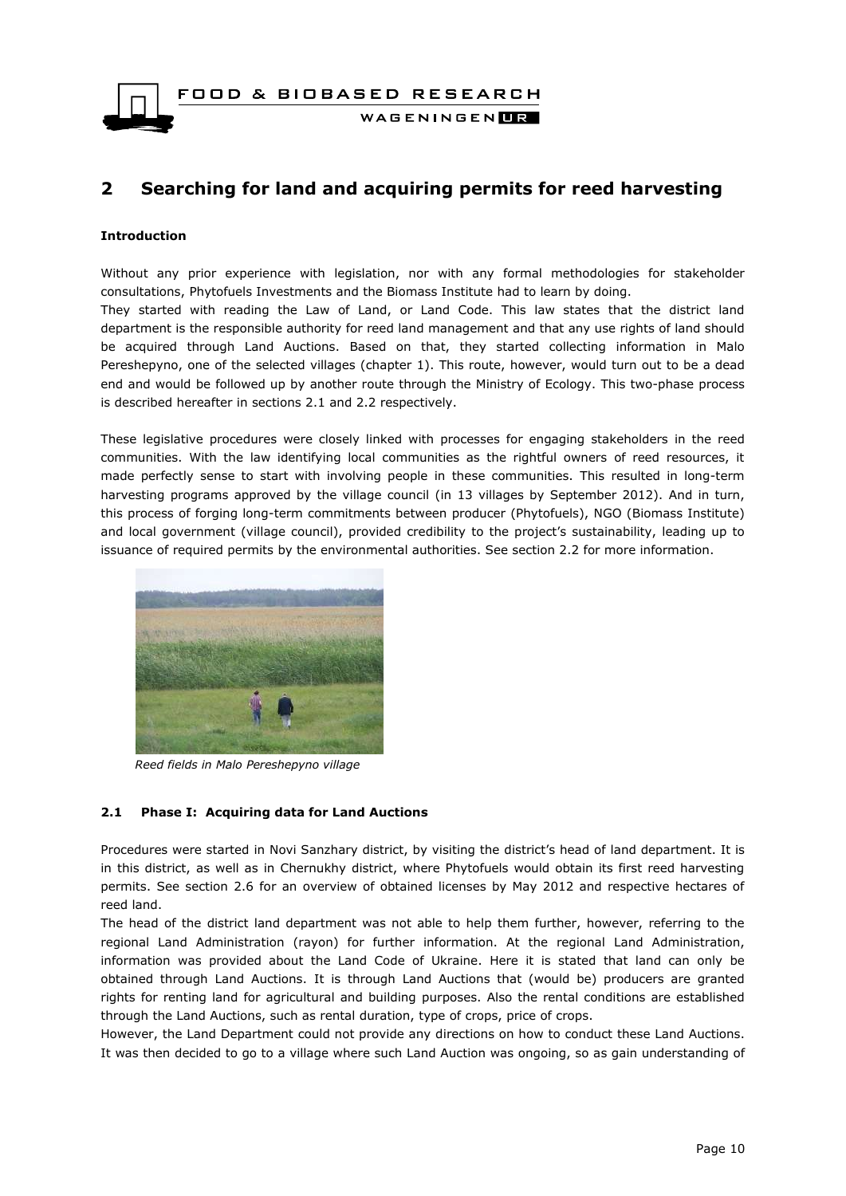# 2 Searching for land and acquiring permits for reed harvesting

**Introduction**

Without any prior experience with legislation, nor with any formal methodologies for stakeholder consultations, Phytofuels Investments and the Biomass Institute had to learn by doing.

They started with reading the Law of Land, or Land Code. This law states that the district land department is the responsible authority for reed land management and that any use rights of land should be acquired through Land Auctions. Based on that, they started collecting information in Malo Pereshepyno, one of the selected villages (chapter 1). This route, however, would turn out to be a dead end and would be followed up by another route through the Ministry of Ecology. This two-phase process is described hereafter in sections 2.1 and 2.2 respectively.

These legislative procedures were closely linked with processes for engaging stakeholders in the reed communities. With the law identifying local communities as the rightful owners of reed resources, it made perfectly sense to start with involving people in these communities. This resulted in long-term harvesting programs approved by the village council (in 13 villages by September 2012). And in turn, this process of forging long-term commitments between producer (Phytofuels), NGO (Biomass Institute) and local government (village council), provided credibility to the project's sustainability, leading up to issuance of required permits by the environmental authorities. See section 2.2 for more information.

*Reed fields in Malo Pereshepyno village*

## 2.1 Phase I: Acquiring data for Land Auctions

Procedures were started in Novi Sanzhary district, by visiting the district's head of land department. It is in this district, as well as in Chernukhy district, where Phytofuels would obtain its first reed harvesting permits. See section 2.6 for an overview of obtained licenses by May 2012 and respective hectares of reed land.

The head of the district land department was not able to help them further, however, referring to the regional Land Administration (rayon) for further information. At the regional Land Administration, information was provided about the Land Code of Ukraine. Here it is stated that land can only be obtained through Land Auctions. It is through Land Auctions that (would be) producers are granted rights for renting land for agricultural and building purposes. Also the rental conditions are established through the Land Auctions, such as rental duration, type of crops, price of crops.

However, the Land Department could not provide any directions on how to conduct these Land Auctions. It was then decided to go to a village where such Land Auction was ongoing, so as gain understanding of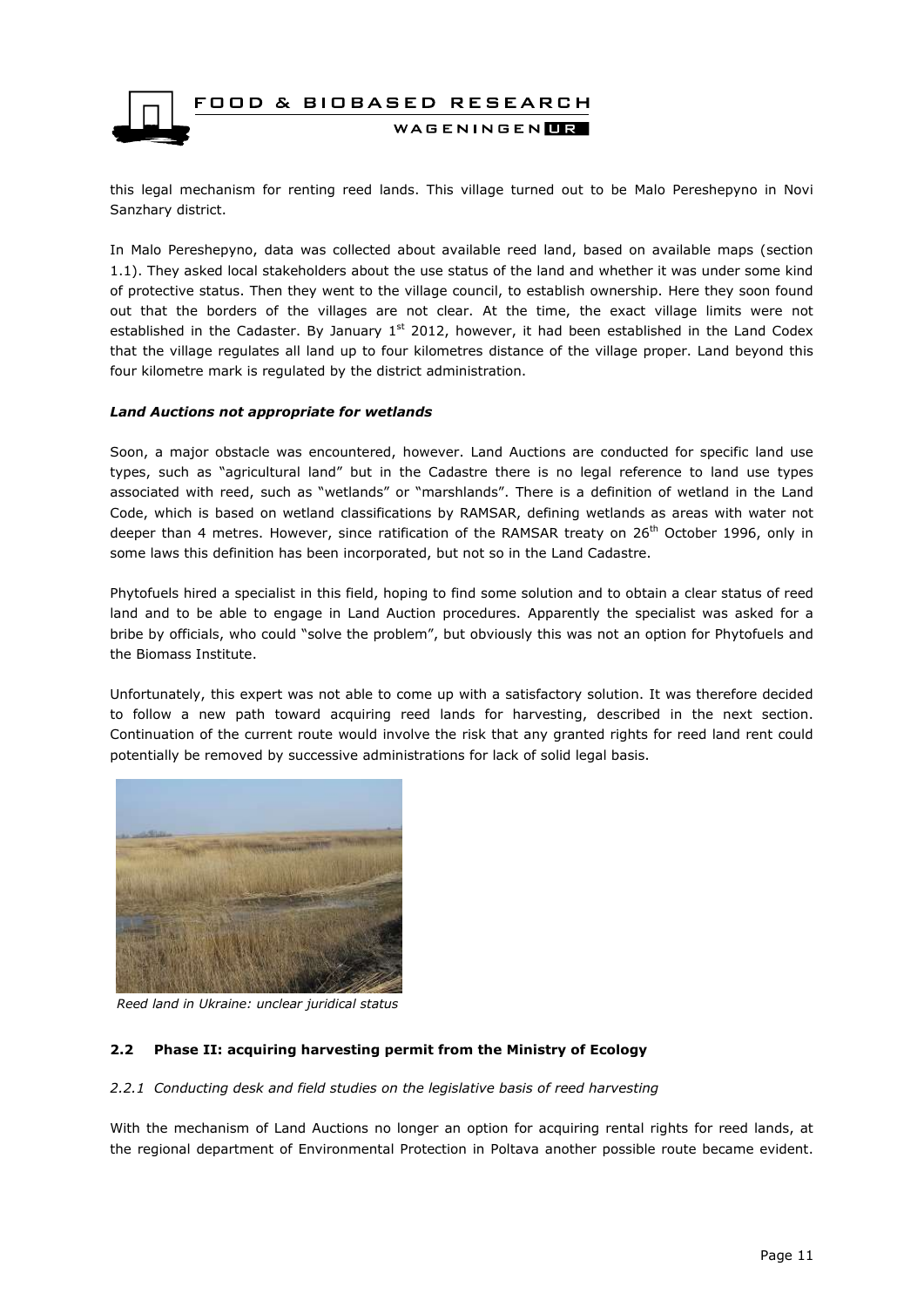this legal mechanism for renting reed lands. This village turned out to be Malo Pereshepyno in Novi Sanzhary district.

In Malo Pereshepyno, data was collected about available reed land, based on available maps (section 1.1). They asked local stakeholders about the use status of the land and whether it was under some kind of protective status. Then they went to the village council, to establish ownership. Here they soon found out that the borders of the villages are not clear. At the time, the exact village limits were not established in the Cadaster. By January 1st 2012, however, it had been established in the Land Codex that the village regulates all land up to four kilometres distance of the village proper. Land beyond this four kilometre mark is regulated by the district administration.

***Land Auctions not appropriate for wetlands***

Soon, a major obstacle was encountered, however. Land Auctions are conducted for specific land use types, such as "agricultural land" but in the Cadastre there is no legal reference to land use types associated with reed, such as "wetlands" or "marshlands". There is a definition of wetland in the Land Code, which is based on wetland classifications by RAMSAR, defining wetlands as areas with water not deeper than 4 metres. However, since ratification of the RAMSAR treaty on 26th October 1996, only in some laws this definition has been incorporated, but not so in the Land Cadastre.

Phytofuels hired a specialist in this field, hoping to find some solution and to obtain a clear status of reed land and to be able to engage in Land Auction procedures. Apparently the specialist was asked for a bribe by officials, who could "solve the problem", but obviously this was not an option for Phytofuels and the Biomass Institute.

Unfortunately, this expert was not able to come up with a satisfactory solution. It was therefore decided to follow a new path toward acquiring reed lands for harvesting, described in the next section. Continuation of the current route would involve the risk that any granted rights for reed land rent could potentially be removed by successive administrations for lack of solid legal basis.

*Reed land in Ukraine: unclear juridical status*

## 2.2 Phase II: acquiring harvesting permit from the Ministry of Ecology

### *2.2.1 Conducting desk and field studies on the legislative basis of reed harvesting*

With the mechanism of Land Auctions no longer an option for acquiring rental rights for reed lands, at the regional department of Environmental Protection in Poltava another possible route became evident.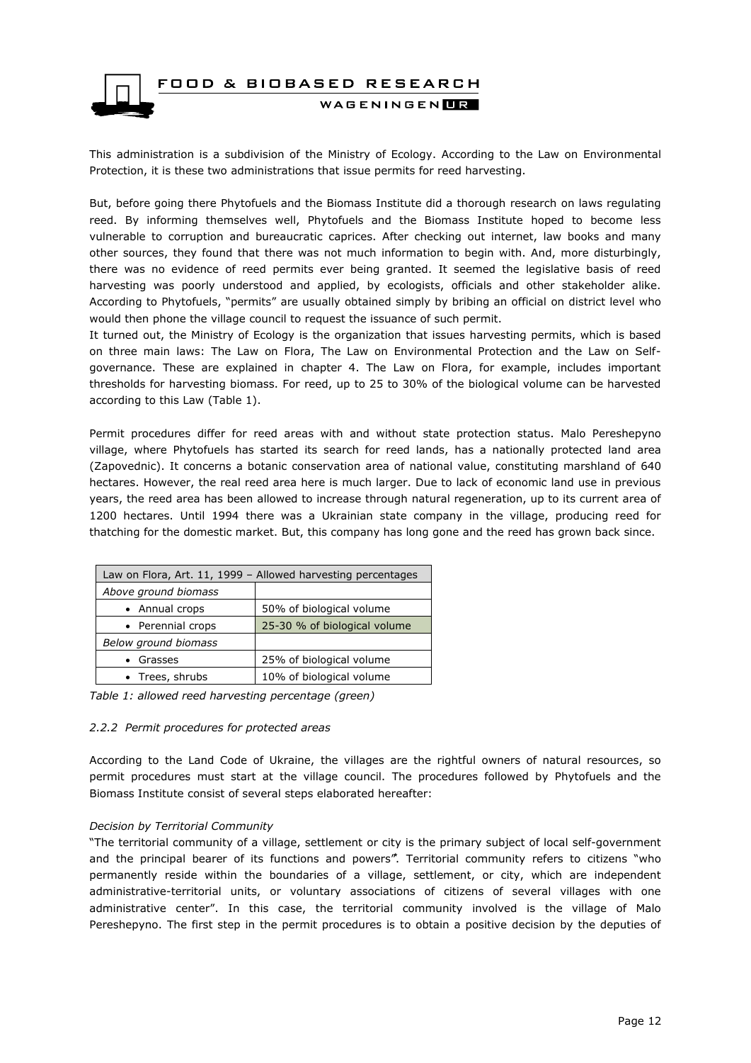This administration is a subdivision of the Ministry of Ecology. According to the Law on Environmental Protection, it is these two administrations that issue permits for reed harvesting.

But, before going there Phytofuels and the Biomass Institute did a thorough research on laws regulating reed. By informing themselves well, Phytofuels and the Biomass Institute hoped to become less vulnerable to corruption and bureaucratic caprices. After checking out internet, law books and many other sources, they found that there was not much information to begin with. And, more disturbingly, there was no evidence of reed permits ever being granted. It seemed the legislative basis of reed harvesting was poorly understood and applied, by ecologists, officials and other stakeholder alike. According to Phytofuels, "permits" are usually obtained simply by bribing an official on district level who would then phone the village council to request the issuance of such permit.
It turned out, the Ministry of Ecology is the organization that issues harvesting permits, which is based on three main laws: The Law on Flora, The Law on Environmental Protection and the Law on Self-governance. These are explained in chapter 4. The Law on Flora, for example, includes important thresholds for harvesting biomass. For reed, up to 25 to 30% of the biological volume can be harvested according to this Law (Table 1).

Permit procedures differ for reed areas with and without state protection status. Malo Pereshepyno village, where Phytofuels has started its search for reed lands, has a nationally protected land area (Zapovednic). It concerns a botanic conservation area of national value, constituting marshland of 640 hectares. However, the real reed area here is much larger. Due to lack of economic land use in previous years, the reed area has been allowed to increase through natural regeneration, up to its current area of 1200 hectares. Until 1994 there was a Ukrainian state company in the village, producing reed for thatching for the domestic market. But, this company has long gone and the reed has grown back since.

| Law on Flora, Art. 11, 1999 – Allowed harvesting percentages | |
|---|---|
| *Above ground biomass* | |
| • Annual crops | 50% of biological volume |
| • Perennial crops | 25-30 % of biological volume |
| *Below ground biomass* | |
| • Grasses | 25% of biological volume |
| • Trees, shrubs | 10% of biological volume |

*Table 1: allowed reed harvesting percentage (green)*

### *2.2.2 Permit procedures for protected areas*

According to the Land Code of Ukraine, the villages are the rightful owners of natural resources, so permit procedures must start at the village council. The procedures followed by Phytofuels and the Biomass Institute consist of several steps elaborated hereafter:

*Decision by Territorial Community*

"The territorial community of a village, settlement or city is the primary subject of local self-government and the principal bearer of its functions and powers". Territorial community refers to citizens "who permanently reside within the boundaries of a village, settlement, or city, which are independent administrative-territorial units, or voluntary associations of citizens of several villages with one administrative center". In this case, the territorial community involved is the village of Malo Pereshepyno. The first step in the permit procedures is to obtain a positive decision by the deputies of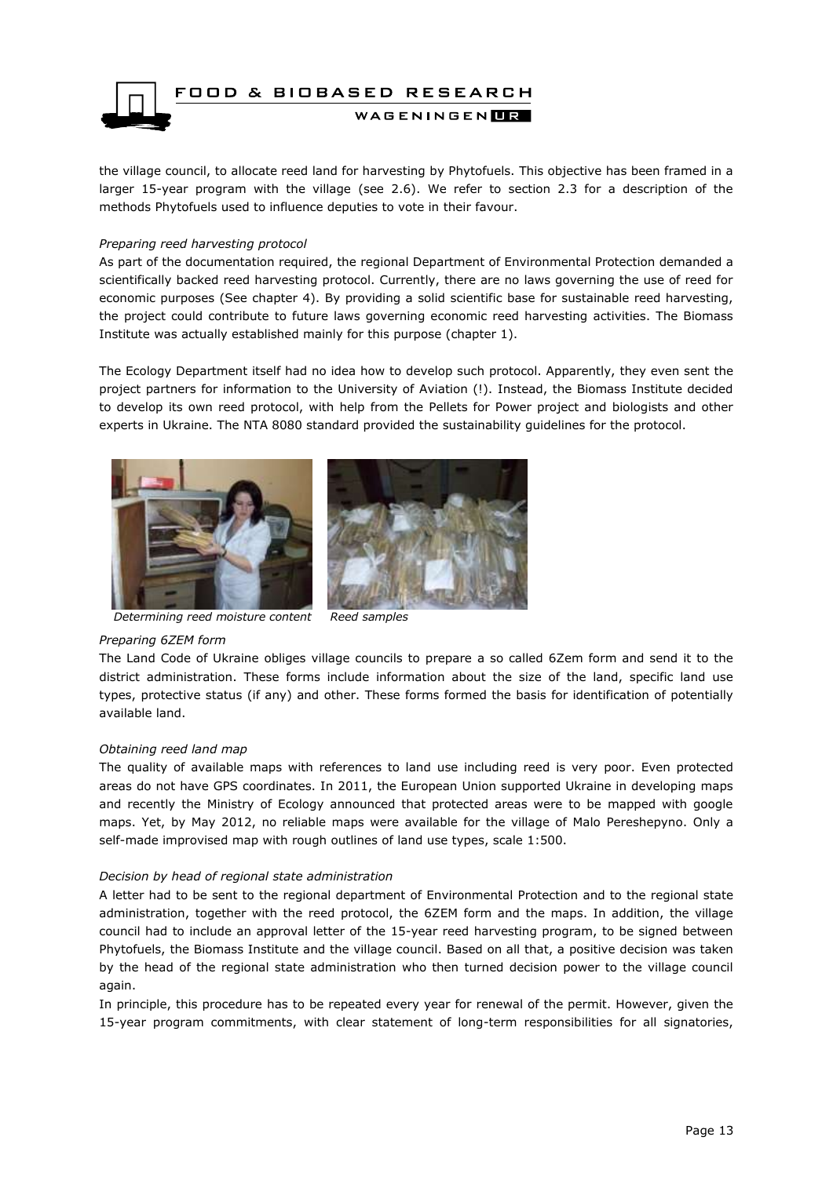the village council, to allocate reed land for harvesting by Phytofuels. This objective has been framed in a larger 15-year program with the village (see 2.6). We refer to section 2.3 for a description of the methods Phytofuels used to influence deputies to vote in their favour.

*Preparing reed harvesting protocol*

As part of the documentation required, the regional Department of Environmental Protection demanded a scientifically backed reed harvesting protocol. Currently, there are no laws governing the use of reed for economic purposes (See chapter 4). By providing a solid scientific base for sustainable reed harvesting, the project could contribute to future laws governing economic reed harvesting activities. The Biomass Institute was actually established mainly for this purpose (chapter 1).

The Ecology Department itself had no idea how to develop such protocol. Apparently, they even sent the project partners for information to the University of Aviation (!). Instead, the Biomass Institute decided to develop its own reed protocol, with help from the Pellets for Power project and biologists and other experts in Ukraine. The NTA 8080 standard provided the sustainability guidelines for the protocol.

*Determining reed moisture content*  *Reed samples*

*Preparing 6ZEM form*

The Land Code of Ukraine obliges village councils to prepare a so called 6Zem form and send it to the district administration. These forms include information about the size of the land, specific land use types, protective status (if any) and other. These forms formed the basis for identification of potentially available land.

*Obtaining reed land map*

The quality of available maps with references to land use including reed is very poor. Even protected areas do not have GPS coordinates. In 2011, the European Union supported Ukraine in developing maps and recently the Ministry of Ecology announced that protected areas were to be mapped with google maps. Yet, by May 2012, no reliable maps were available for the village of Malo Pereshepyno. Only a self-made improvised map with rough outlines of land use types, scale 1:500.

*Decision by head of regional state administration*

A letter had to be sent to the regional department of Environmental Protection and to the regional state administration, together with the reed protocol, the 6ZEM form and the maps. In addition, the village council had to include an approval letter of the 15-year reed harvesting program, to be signed between Phytofuels, the Biomass Institute and the village council. Based on all that, a positive decision was taken by the head of the regional state administration who then turned decision power to the village council again.

In principle, this procedure has to be repeated every year for renewal of the permit. However, given the 15-year program commitments, with clear statement of long-term responsibilities for all signatories,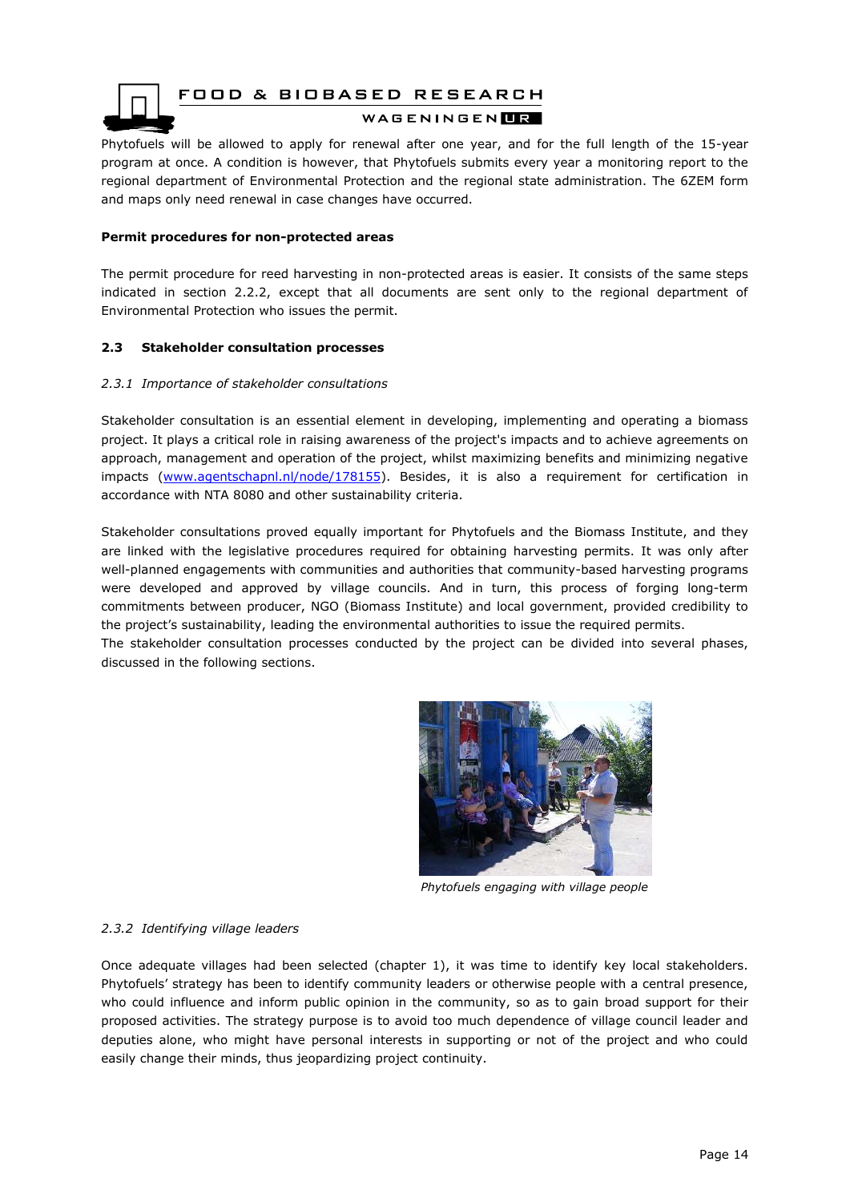Phytofuels will be allowed to apply for renewal after one year, and for the full length of the 15-year program at once. A condition is however, that Phytofuels submits every year a monitoring report to the regional department of Environmental Protection and the regional state administration. The 6ZEM form and maps only need renewal in case changes have occurred.

**Permit procedures for non-protected areas**

The permit procedure for reed harvesting in non-protected areas is easier. It consists of the same steps indicated in section 2.2.2, except that all documents are sent only to the regional department of Environmental Protection who issues the permit.

## 2.3 Stakeholder consultation processes

### *2.3.1 Importance of stakeholder consultations*

Stakeholder consultation is an essential element in developing, implementing and operating a biomass project. It plays a critical role in raising awareness of the project's impacts and to achieve agreements on approach, management and operation of the project, whilst maximizing benefits and minimizing negative impacts (www.agentschapnl.nl/node/178155). Besides, it is also a requirement for certification in accordance with NTA 8080 and other sustainability criteria.

Stakeholder consultations proved equally important for Phytofuels and the Biomass Institute, and they are linked with the legislative procedures required for obtaining harvesting permits. It was only after well-planned engagements with communities and authorities that community-based harvesting programs were developed and approved by village councils. And in turn, this process of forging long-term commitments between producer, NGO (Biomass Institute) and local government, provided credibility to the project's sustainability, leading the environmental authorities to issue the required permits.
The stakeholder consultation processes conducted by the project can be divided into several phases, discussed in the following sections.

*Phytofuels engaging with village people*

### *2.3.2 Identifying village leaders*

Once adequate villages had been selected (chapter 1), it was time to identify key local stakeholders. Phytofuels' strategy has been to identify community leaders or otherwise people with a central presence, who could influence and inform public opinion in the community, so as to gain broad support for their proposed activities. The strategy purpose is to avoid too much dependence of village council leader and deputies alone, who might have personal interests in supporting or not of the project and who could easily change their minds, thus jeopardizing project continuity.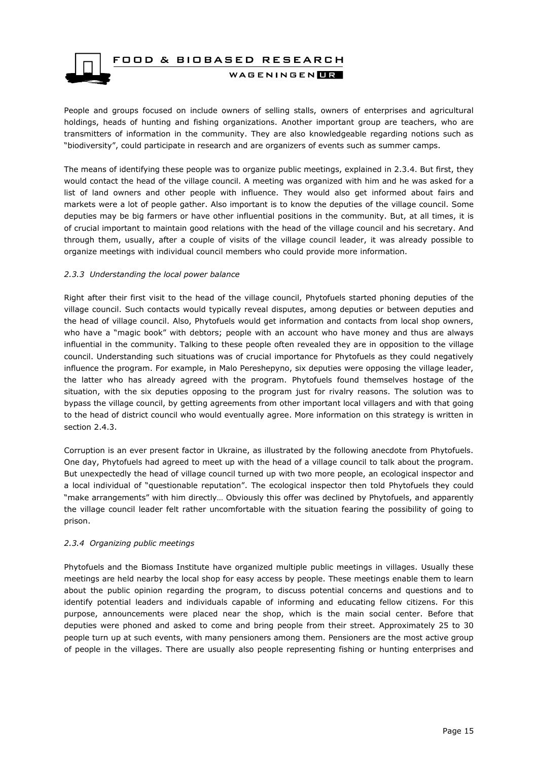People and groups focused on include owners of selling stalls, owners of enterprises and agricultural holdings, heads of hunting and fishing organizations. Another important group are teachers, who are transmitters of information in the community. They are also knowledgeable regarding notions such as "biodiversity", could participate in research and are organizers of events such as summer camps.

The means of identifying these people was to organize public meetings, explained in 2.3.4. But first, they would contact the head of the village council. A meeting was organized with him and he was asked for a list of land owners and other people with influence. They would also get informed about fairs and markets were a lot of people gather. Also important is to know the deputies of the village council. Some deputies may be big farmers or have other influential positions in the community. But, at all times, it is of crucial important to maintain good relations with the head of the village council and his secretary. And through them, usually, after a couple of visits of the village council leader, it was already possible to organize meetings with individual council members who could provide more information.

### *2.3.3 Understanding the local power balance*

Right after their first visit to the head of the village council, Phytofuels started phoning deputies of the village council. Such contacts would typically reveal disputes, among deputies or between deputies and the head of village council. Also, Phytofuels would get information and contacts from local shop owners, who have a "magic book" with debtors; people with an account who have money and thus are always influential in the community. Talking to these people often revealed they are in opposition to the village council. Understanding such situations was of crucial importance for Phytofuels as they could negatively influence the program. For example, in Malo Pereshepyno, six deputies were opposing the village leader, the latter who has already agreed with the program. Phytofuels found themselves hostage of the situation, with the six deputies opposing to the program just for rivalry reasons. The solution was to bypass the village council, by getting agreements from other important local villagers and with that going to the head of district council who would eventually agree. More information on this strategy is written in section 2.4.3.

Corruption is an ever present factor in Ukraine, as illustrated by the following anecdote from Phytofuels. One day, Phytofuels had agreed to meet up with the head of a village council to talk about the program. But unexpectedly the head of village council turned up with two more people, an ecological inspector and a local individual of "questionable reputation". The ecological inspector then told Phytofuels they could "make arrangements" with him directly… Obviously this offer was declined by Phytofuels, and apparently the village council leader felt rather uncomfortable with the situation fearing the possibility of going to prison.

### *2.3.4 Organizing public meetings*

Phytofuels and the Biomass Institute have organized multiple public meetings in villages. Usually these meetings are held nearby the local shop for easy access by people. These meetings enable them to learn about the public opinion regarding the program, to discuss potential concerns and questions and to identify potential leaders and individuals capable of informing and educating fellow citizens. For this purpose, announcements were placed near the shop, which is the main social center. Before that deputies were phoned and asked to come and bring people from their street. Approximately 25 to 30 people turn up at such events, with many pensioners among them. Pensioners are the most active group of people in the villages. There are usually also people representing fishing or hunting enterprises and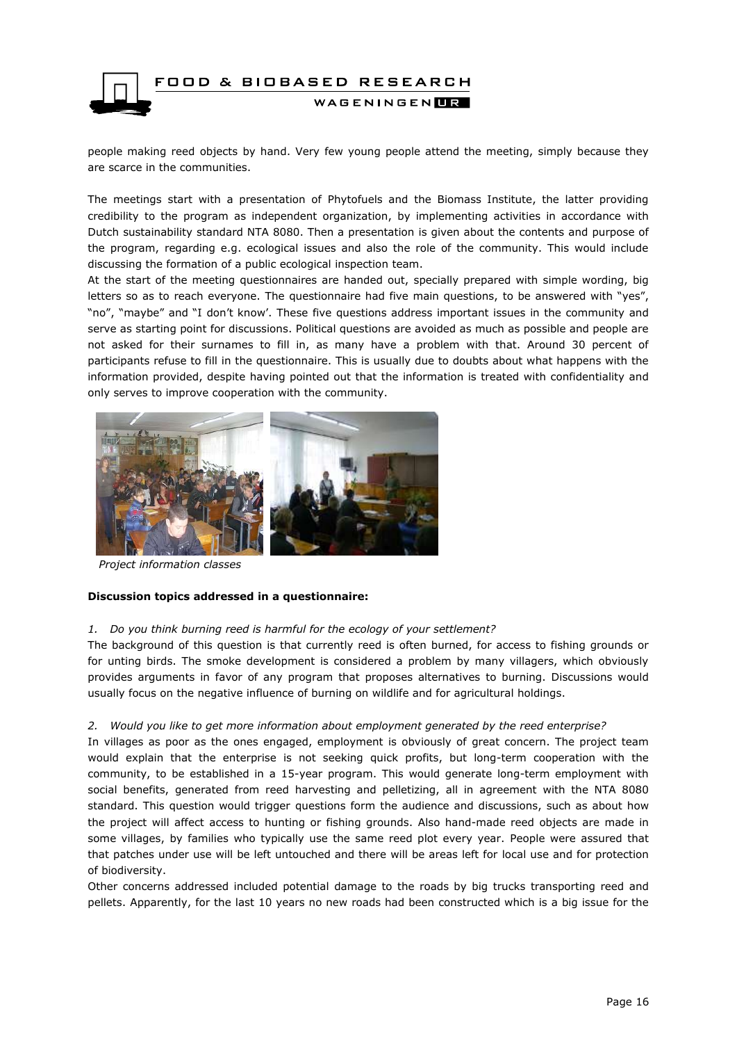people making reed objects by hand. Very few young people attend the meeting, simply because they are scarce in the communities.

The meetings start with a presentation of Phytofuels and the Biomass Institute, the latter providing credibility to the program as independent organization, by implementing activities in accordance with Dutch sustainability standard NTA 8080. Then a presentation is given about the contents and purpose of the program, regarding e.g. ecological issues and also the role of the community. This would include discussing the formation of a public ecological inspection team.

At the start of the meeting questionnaires are handed out, specially prepared with simple wording, big letters so as to reach everyone. The questionnaire had five main questions, to be answered with "yes", "no", "maybe" and "I don't know'. These five questions address important issues in the community and serve as starting point for discussions. Political questions are avoided as much as possible and people are not asked for their surnames to fill in, as many have a problem with that. Around 30 percent of participants refuse to fill in the questionnaire. This is usually due to doubts about what happens with the information provided, despite having pointed out that the information is treated with confidentiality and only serves to improve cooperation with the community.

*Project information classes*

**Discussion topics addressed in a questionnaire:**

1. *Do you think burning reed is harmful for the ecology of your settlement?*

The background of this question is that currently reed is often burned, for access to fishing grounds or for unting birds. The smoke development is considered a problem by many villagers, which obviously provides arguments in favor of any program that proposes alternatives to burning. Discussions would usually focus on the negative influence of burning on wildlife and for agricultural holdings.

2. *Would you like to get more information about employment generated by the reed enterprise?*

In villages as poor as the ones engaged, employment is obviously of great concern. The project team would explain that the enterprise is not seeking quick profits, but long-term cooperation with the community, to be established in a 15-year program. This would generate long-term employment with social benefits, generated from reed harvesting and pelletizing, all in agreement with the NTA 8080 standard. This question would trigger questions form the audience and discussions, such as about how the project will affect access to hunting or fishing grounds. Also hand-made reed objects are made in some villages, by families who typically use the same reed plot every year. People were assured that that patches under use will be left untouched and there will be areas left for local use and for protection of biodiversity.

Other concerns addressed included potential damage to the roads by big trucks transporting reed and pellets. Apparently, for the last 10 years no new roads had been constructed which is a big issue for the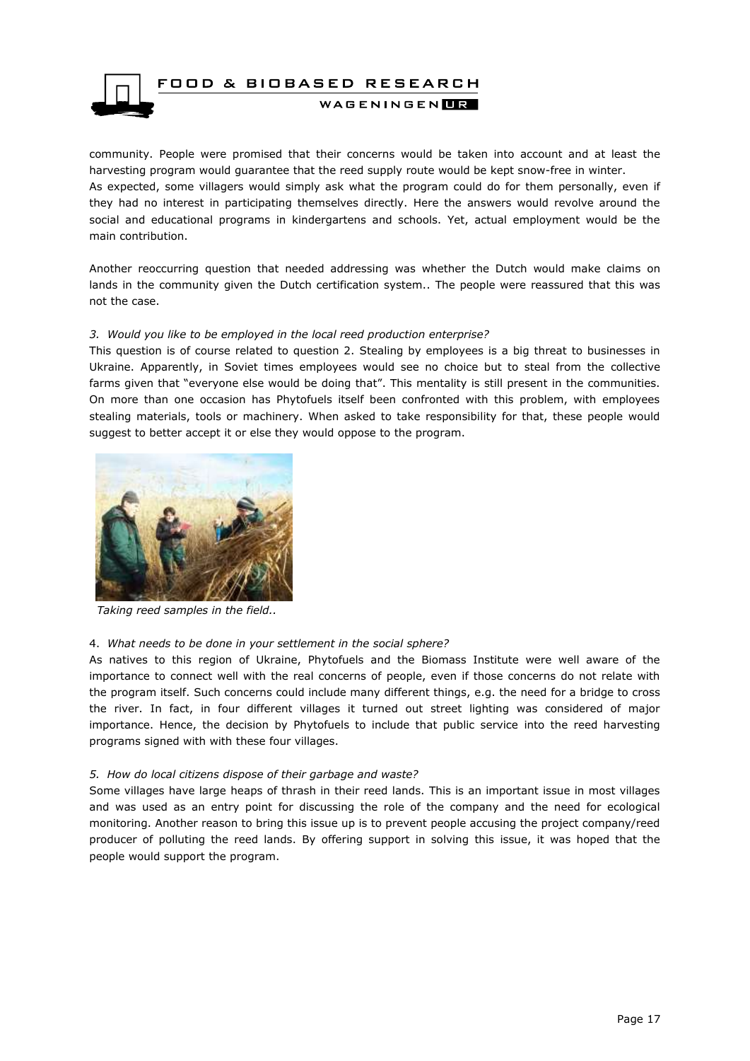community. People were promised that their concerns would be taken into account and at least the harvesting program would guarantee that the reed supply route would be kept snow-free in winter.
As expected, some villagers would simply ask what the program could do for them personally, even if they had no interest in participating themselves directly. Here the answers would revolve around the social and educational programs in kindergartens and schools. Yet, actual employment would be the main contribution.

Another reoccurring question that needed addressing was whether the Dutch would make claims on lands in the community given the Dutch certification system.. The people were reassured that this was not the case.

*3. Would you like to be employed in the local reed production enterprise?*

This question is of course related to question 2. Stealing by employees is a big threat to businesses in Ukraine. Apparently, in Soviet times employees would see no choice but to steal from the collective farms given that "everyone else would be doing that". This mentality is still present in the communities. On more than one occasion has Phytofuels itself been confronted with this problem, with employees stealing materials, tools or machinery. When asked to take responsibility for that, these people would suggest to better accept it or else they would oppose to the program.

*Taking reed samples in the field..*

4. *What needs to be done in your settlement in the social sphere?*

As natives to this region of Ukraine, Phytofuels and the Biomass Institute were well aware of the importance to connect well with the real concerns of people, even if those concerns do not relate with the program itself. Such concerns could include many different things, e.g. the need for a bridge to cross the river. In fact, in four different villages it turned out street lighting was considered of major importance. Hence, the decision by Phytofuels to include that public service into the reed harvesting programs signed with with these four villages.

*5. How do local citizens dispose of their garbage and waste?*

Some villages have large heaps of thrash in their reed lands. This is an important issue in most villages and was used as an entry point for discussing the role of the company and the need for ecological monitoring. Another reason to bring this issue up is to prevent people accusing the project company/reed producer of polluting the reed lands. By offering support in solving this issue, it was hoped that the people would support the program.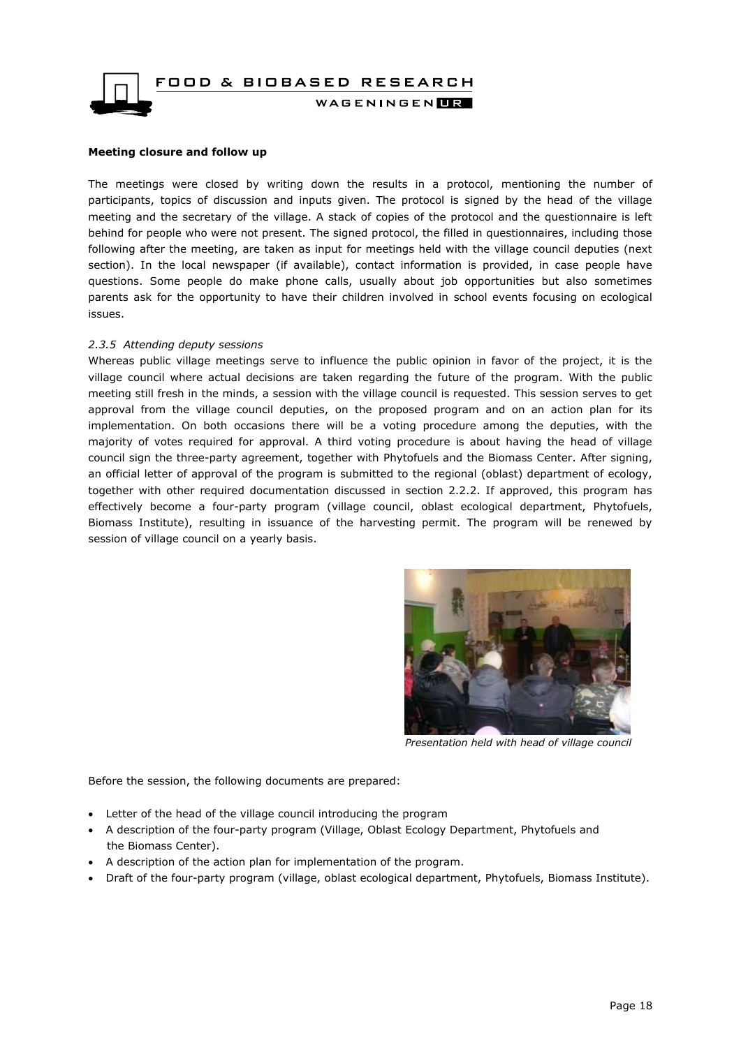**Meeting closure and follow up**

The meetings were closed by writing down the results in a protocol, mentioning the number of participants, topics of discussion and inputs given. The protocol is signed by the head of the village meeting and the secretary of the village. A stack of copies of the protocol and the questionnaire is left behind for people who were not present. The signed protocol, the filled in questionnaires, including those following after the meeting, are taken as input for meetings held with the village council deputies (next section). In the local newspaper (if available), contact information is provided, in case people have questions. Some people do make phone calls, usually about job opportunities but also sometimes parents ask for the opportunity to have their children involved in school events focusing on ecological issues.

### *2.3.5 Attending deputy sessions*

Whereas public village meetings serve to influence the public opinion in favor of the project, it is the village council where actual decisions are taken regarding the future of the program. With the public meeting still fresh in the minds, a session with the village council is requested. This session serves to get approval from the village council deputies, on the proposed program and on an action plan for its implementation. On both occasions there will be a voting procedure among the deputies, with the majority of votes required for approval. A third voting procedure is about having the head of village council sign the three-party agreement, together with Phytofuels and the Biomass Center. After signing, an official letter of approval of the program is submitted to the regional (oblast) department of ecology, together with other required documentation discussed in section 2.2.2. If approved, this program has effectively become a four-party program (village council, oblast ecological department, Phytofuels, Biomass Institute), resulting in issuance of the harvesting permit. The program will be renewed by session of village council on a yearly basis.

*Presentation held with head of village council*

Before the session, the following documents are prepared:

- Letter of the head of the village council introducing the program
- A description of the four-party program (Village, Oblast Ecology Department, Phytofuels and the Biomass Center).
- A description of the action plan for implementation of the program.
- Draft of the four-party program (village, oblast ecological department, Phytofuels, Biomass Institute).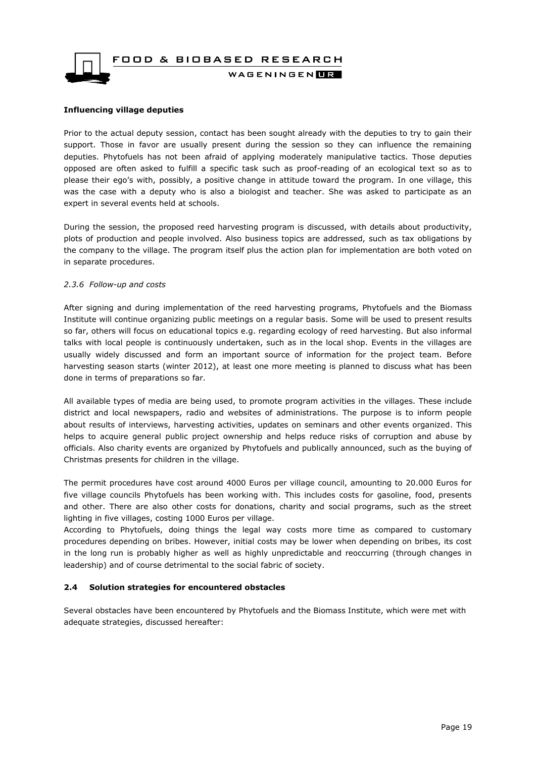**Influencing village deputies**

Prior to the actual deputy session, contact has been sought already with the deputies to try to gain their support. Those in favor are usually present during the session so they can influence the remaining deputies. Phytofuels has not been afraid of applying moderately manipulative tactics. Those deputies opposed are often asked to fulfill a specific task such as proof-reading of an ecological text so as to please their ego's with, possibly, a positive change in attitude toward the program. In one village, this was the case with a deputy who is also a biologist and teacher. She was asked to participate as an expert in several events held at schools.

During the session, the proposed reed harvesting program is discussed, with details about productivity, plots of production and people involved. Also business topics are addressed, such as tax obligations by the company to the village. The program itself plus the action plan for implementation are both voted on in separate procedures.

### *2.3.6 Follow-up and costs*

After signing and during implementation of the reed harvesting programs, Phytofuels and the Biomass Institute will continue organizing public meetings on a regular basis. Some will be used to present results so far, others will focus on educational topics e.g. regarding ecology of reed harvesting. But also informal talks with local people is continuously undertaken, such as in the local shop. Events in the villages are usually widely discussed and form an important source of information for the project team. Before harvesting season starts (winter 2012), at least one more meeting is planned to discuss what has been done in terms of preparations so far.

All available types of media are being used, to promote program activities in the villages. These include district and local newspapers, radio and websites of administrations. The purpose is to inform people about results of interviews, harvesting activities, updates on seminars and other events organized. This helps to acquire general public project ownership and helps reduce risks of corruption and abuse by officials. Also charity events are organized by Phytofuels and publically announced, such as the buying of Christmas presents for children in the village.

The permit procedures have cost around 4000 Euros per village council, amounting to 20.000 Euros for five village councils Phytofuels has been working with. This includes costs for gasoline, food, presents and other. There are also other costs for donations, charity and social programs, such as the street lighting in five villages, costing 1000 Euros per village.

According to Phytofuels, doing things the legal way costs more time as compared to customary procedures depending on bribes. However, initial costs may be lower when depending on bribes, its cost in the long run is probably higher as well as highly unpredictable and reoccurring (through changes in leadership) and of course detrimental to the social fabric of society.

## 2.4 Solution strategies for encountered obstacles

Several obstacles have been encountered by Phytofuels and the Biomass Institute, which were met with adequate strategies, discussed hereafter: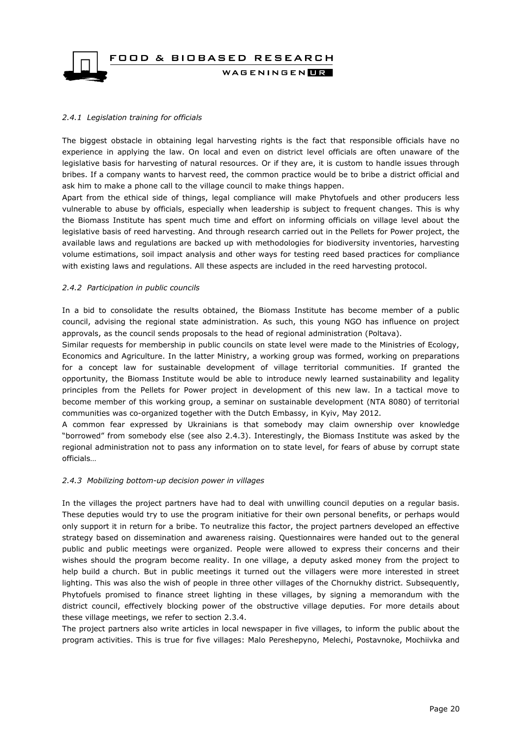#### *2.4.1 Legislation training for officials*

The biggest obstacle in obtaining legal harvesting rights is the fact that responsible officials have no experience in applying the law. On local and even on district level officials are often unaware of the legislative basis for harvesting of natural resources. Or if they are, it is custom to handle issues through bribes. If a company wants to harvest reed, the common practice would be to bribe a district official and ask him to make a phone call to the village council to make things happen.

Apart from the ethical side of things, legal compliance will make Phytofuels and other producers less vulnerable to abuse by officials, especially when leadership is subject to frequent changes. This is why the Biomass Institute has spent much time and effort on informing officials on village level about the legislative basis of reed harvesting. And through research carried out in the Pellets for Power project, the available laws and regulations are backed up with methodologies for biodiversity inventories, harvesting volume estimations, soil impact analysis and other ways for testing reed based practices for compliance with existing laws and regulations. All these aspects are included in the reed harvesting protocol.

#### *2.4.2 Participation in public councils*

In a bid to consolidate the results obtained, the Biomass Institute has become member of a public council, advising the regional state administration. As such, this young NGO has influence on project approvals, as the council sends proposals to the head of regional administration (Poltava).

Similar requests for membership in public councils on state level were made to the Ministries of Ecology, Economics and Agriculture. In the latter Ministry, a working group was formed, working on preparations for a concept law for sustainable development of village territorial communities. If granted the opportunity, the Biomass Institute would be able to introduce newly learned sustainability and legality principles from the Pellets for Power project in development of this new law. In a tactical move to become member of this working group, a seminar on sustainable development (NTA 8080) of territorial communities was co-organized together with the Dutch Embassy, in Kyiv, May 2012.

A common fear expressed by Ukrainians is that somebody may claim ownership over knowledge “borrowed” from somebody else (see also 2.4.3). Interestingly, the Biomass Institute was asked by the regional administration not to pass any information on to state level, for fears of abuse by corrupt state officials…

#### *2.4.3 Mobilizing bottom-up decision power in villages*

In the villages the project partners have had to deal with unwilling council deputies on a regular basis. These deputies would try to use the program initiative for their own personal benefits, or perhaps would only support it in return for a bribe. To neutralize this factor, the project partners developed an effective strategy based on dissemination and awareness raising. Questionnaires were handed out to the general public and public meetings were organized. People were allowed to express their concerns and their wishes should the program become reality. In one village, a deputy asked money from the project to help build a church. But in public meetings it turned out the villagers were more interested in street lighting. This was also the wish of people in three other villages of the Chornukhy district. Subsequently, Phytofuels promised to finance street lighting in these villages, by signing a memorandum with the district council, effectively blocking power of the obstructive village deputies. For more details about these village meetings, we refer to section 2.3.4.

The project partners also write articles in local newspaper in five villages, to inform the public about the program activities. This is true for five villages: Malo Pereshepyno, Melechi, Postavnoke, Mochiivka and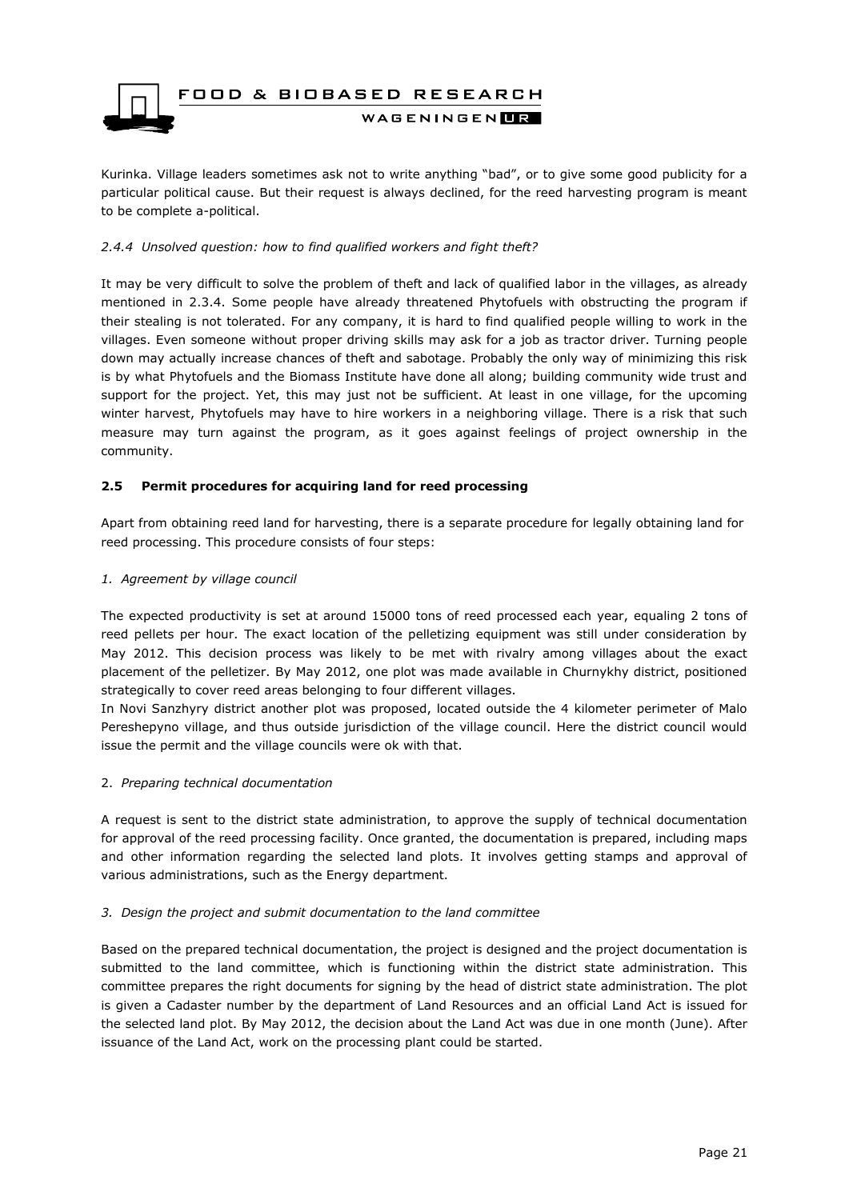Kurinka. Village leaders sometimes ask not to write anything "bad", or to give some good publicity for a particular political cause. But their request is always declined, for the reed harvesting program is meant to be complete a-political.

#### *2.4.4 Unsolved question: how to find qualified workers and fight theft?*

It may be very difficult to solve the problem of theft and lack of qualified labor in the villages, as already mentioned in 2.3.4. Some people have already threatened Phytofuels with obstructing the program if their stealing is not tolerated. For any company, it is hard to find qualified people willing to work in the villages. Even someone without proper driving skills may ask for a job as tractor driver. Turning people down may actually increase chances of theft and sabotage. Probably the only way of minimizing this risk is by what Phytofuels and the Biomass Institute have done all along; building community wide trust and support for the project. Yet, this may just not be sufficient. At least in one village, for the upcoming winter harvest, Phytofuels may have to hire workers in a neighboring village. There is a risk that such measure may turn against the program, as it goes against feelings of project ownership in the community.

### **2.5 Permit procedures for acquiring land for reed processing**

Apart from obtaining reed land for harvesting, there is a separate procedure for legally obtaining land for reed processing. This procedure consists of four steps:

*1. Agreement by village council*

The expected productivity is set at around 15000 tons of reed processed each year, equaling 2 tons of reed pellets per hour. The exact location of the pelletizing equipment was still under consideration by May 2012. This decision process was likely to be met with rivalry among villages about the exact placement of the pelletizer. By May 2012, one plot was made available in Churnykhy district, positioned strategically to cover reed areas belonging to four different villages.
In Novi Sanzhyry district another plot was proposed, located outside the 4 kilometer perimeter of Malo Pereshepyno village, and thus outside jurisdiction of the village council. Here the district council would issue the permit and the village councils were ok with that.

2. *Preparing technical documentation*

A request is sent to the district state administration, to approve the supply of technical documentation for approval of the reed processing facility. Once granted, the documentation is prepared, including maps and other information regarding the selected land plots. It involves getting stamps and approval of various administrations, such as the Energy department.

*3. Design the project and submit documentation to the land committee*

Based on the prepared technical documentation, the project is designed and the project documentation is submitted to the land committee, which is functioning within the district state administration. This committee prepares the right documents for signing by the head of district state administration. The plot is given a Cadaster number by the department of Land Resources and an official Land Act is issued for the selected land plot. By May 2012, the decision about the Land Act was due in one month (June). After issuance of the Land Act, work on the processing plant could be started.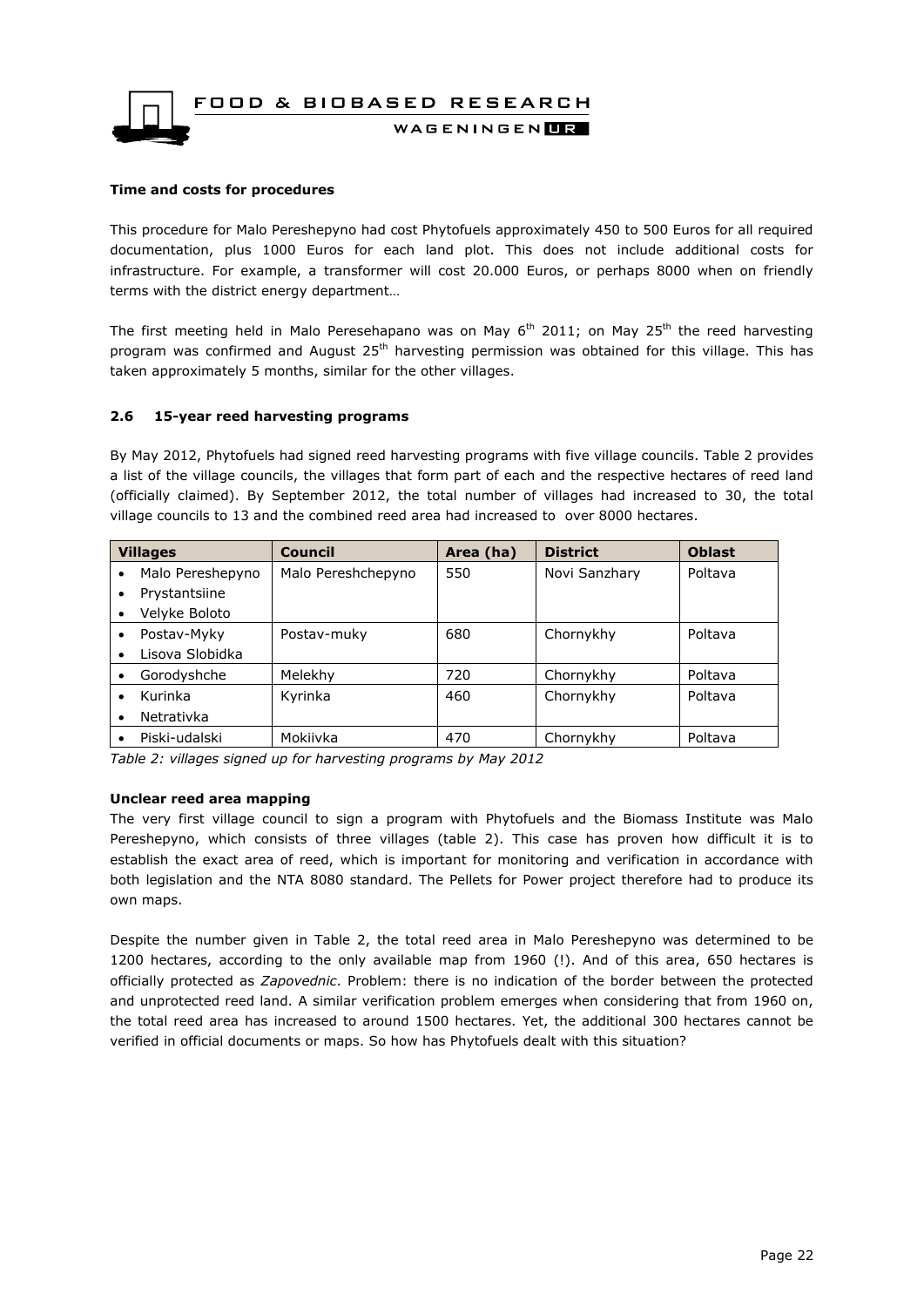**Time and costs for procedures**

This procedure for Malo Pereshepyno had cost Phytofuels approximately 450 to 500 Euros for all required documentation, plus 1000 Euros for each land plot. This does not include additional costs for infrastructure. For example, a transformer will cost 20.000 Euros, or perhaps 8000 when on friendly terms with the district energy department…

The first meeting held in Malo Peresehapano was on May 6th 2011; on May 25th the reed harvesting program was confirmed and August 25th harvesting permission was obtained for this village. This has taken approximately 5 months, similar for the other villages.

### 2.6 15-year reed harvesting programs

By May 2012, Phytofuels had signed reed harvesting programs with five village councils. Table 2 provides a list of the village councils, the villages that form part of each and the respective hectares of reed land (officially claimed). By September 2012, the total number of villages had increased to 30, the total village councils to 13 and the combined reed area had increased to over 8000 hectares.

| Villages | Council | Area (ha) | District | Oblast |
|---|---|---|---|---|
| • Malo Pereshepyno<br>• Prystantsiine<br>• Velyke Boloto | Malo Pereshchepyno | 550 | Novi Sanzhary | Poltava |
| • Postav-Myky<br>• Lisova Slobidka | Postav-muky | 680 | Chornykhy | Poltava |
| • Gorodyshche | Melekhy | 720 | Chornykhy | Poltava |
| • Kurinka<br>• Netrativka | Kyrinka | 460 | Chornykhy | Poltava |
| • Piski-udalski | Mokiivka | 470 | Chornykhy | Poltava |

*Table 2: villages signed up for harvesting programs by May 2012*

**Unclear reed area mapping**

The very first village council to sign a program with Phytofuels and the Biomass Institute was Malo Pereshepyno, which consists of three villages (table 2). This case has proven how difficult it is to establish the exact area of reed, which is important for monitoring and verification in accordance with both legislation and the NTA 8080 standard. The Pellets for Power project therefore had to produce its own maps.

Despite the number given in Table 2, the total reed area in Malo Pereshepyno was determined to be 1200 hectares, according to the only available map from 1960 (!). And of this area, 650 hectares is officially protected as *Zapovednic*. Problem: there is no indication of the border between the protected and unprotected reed land. A similar verification problem emerges when considering that from 1960 on, the total reed area has increased to around 1500 hectares. Yet, the additional 300 hectares cannot be verified in official documents or maps. So how has Phytofuels dealt with this situation?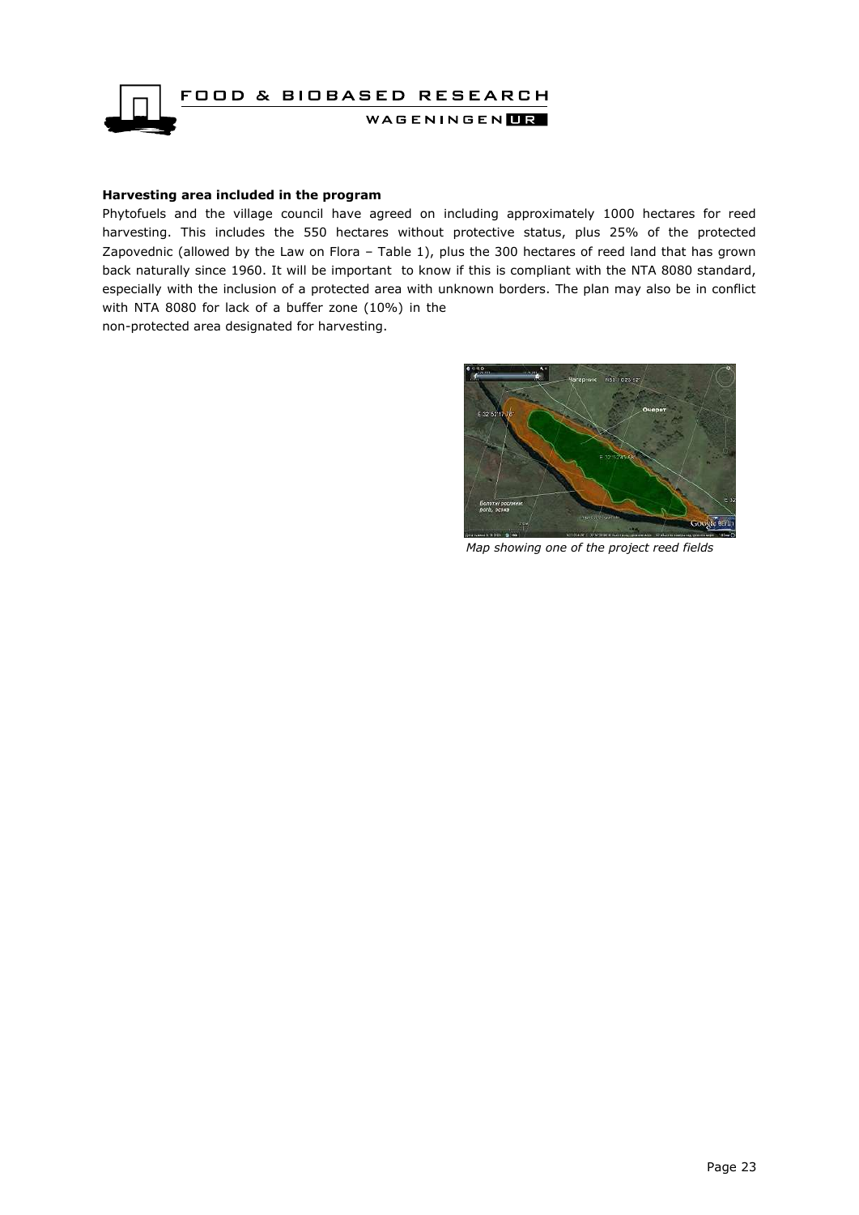**Harvesting area included in the program**

Phytofuels and the village council have agreed on including approximately 1000 hectares for reed harvesting. This includes the 550 hectares without protective status, plus 25% of the protected Zapovednic (allowed by the Law on Flora – Table 1), plus the 300 hectares of reed land that has grown back naturally since 1960. It will be important to know if this is compliant with the NTA 8080 standard, especially with the inclusion of a protected area with unknown borders. The plan may also be in conflict with NTA 8080 for lack of a buffer zone (10%) in the non-protected area designated for harvesting.

*Map showing one of the project reed fields*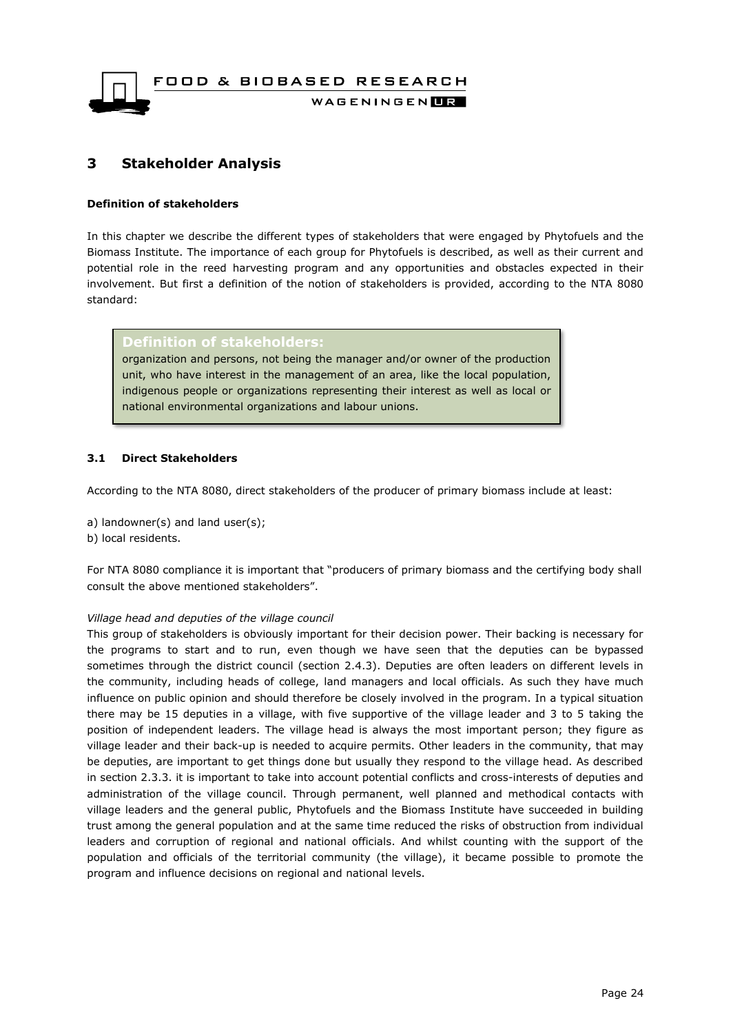# 3 Stakeholder Analysis

**Definition of stakeholders**

In this chapter we describe the different types of stakeholders that were engaged by Phytofuels and the Biomass Institute. The importance of each group for Phytofuels is described, as well as their current and potential role in the reed harvesting program and any opportunities and obstacles expected in their involvement. But first a definition of the notion of stakeholders is provided, according to the NTA 8080 standard:

> **Definition of stakeholders:**
> organization and persons, not being the manager and/or owner of the production unit, who have interest in the management of an area, like the local population, indigenous people or organizations representing their interest as well as local or national environmental organizations and labour unions.

### 3.1 Direct Stakeholders

According to the NTA 8080, direct stakeholders of the producer of primary biomass include at least:

a) landowner(s) and land user(s);
b) local residents.

For NTA 8080 compliance it is important that "producers of primary biomass and the certifying body shall consult the above mentioned stakeholders".

*Village head and deputies of the village council*

This group of stakeholders is obviously important for their decision power. Their backing is necessary for the programs to start and to run, even though we have seen that the deputies can be bypassed sometimes through the district council (section 2.4.3). Deputies are often leaders on different levels in the community, including heads of college, land managers and local officials. As such they have much influence on public opinion and should therefore be closely involved in the program. In a typical situation there may be 15 deputies in a village, with five supportive of the village leader and 3 to 5 taking the position of independent leaders. The village head is always the most important person; they figure as village leader and their back-up is needed to acquire permits. Other leaders in the community, that may be deputies, are important to get things done but usually they respond to the village head. As described in section 2.3.3. it is important to take into account potential conflicts and cross-interests of deputies and administration of the village council. Through permanent, well planned and methodical contacts with village leaders and the general public, Phytofuels and the Biomass Institute have succeeded in building trust among the general population and at the same time reduced the risks of obstruction from individual leaders and corruption of regional and national officials. And whilst counting with the support of the population and officials of the territorial community (the village), it became possible to promote the program and influence decisions on regional and national levels.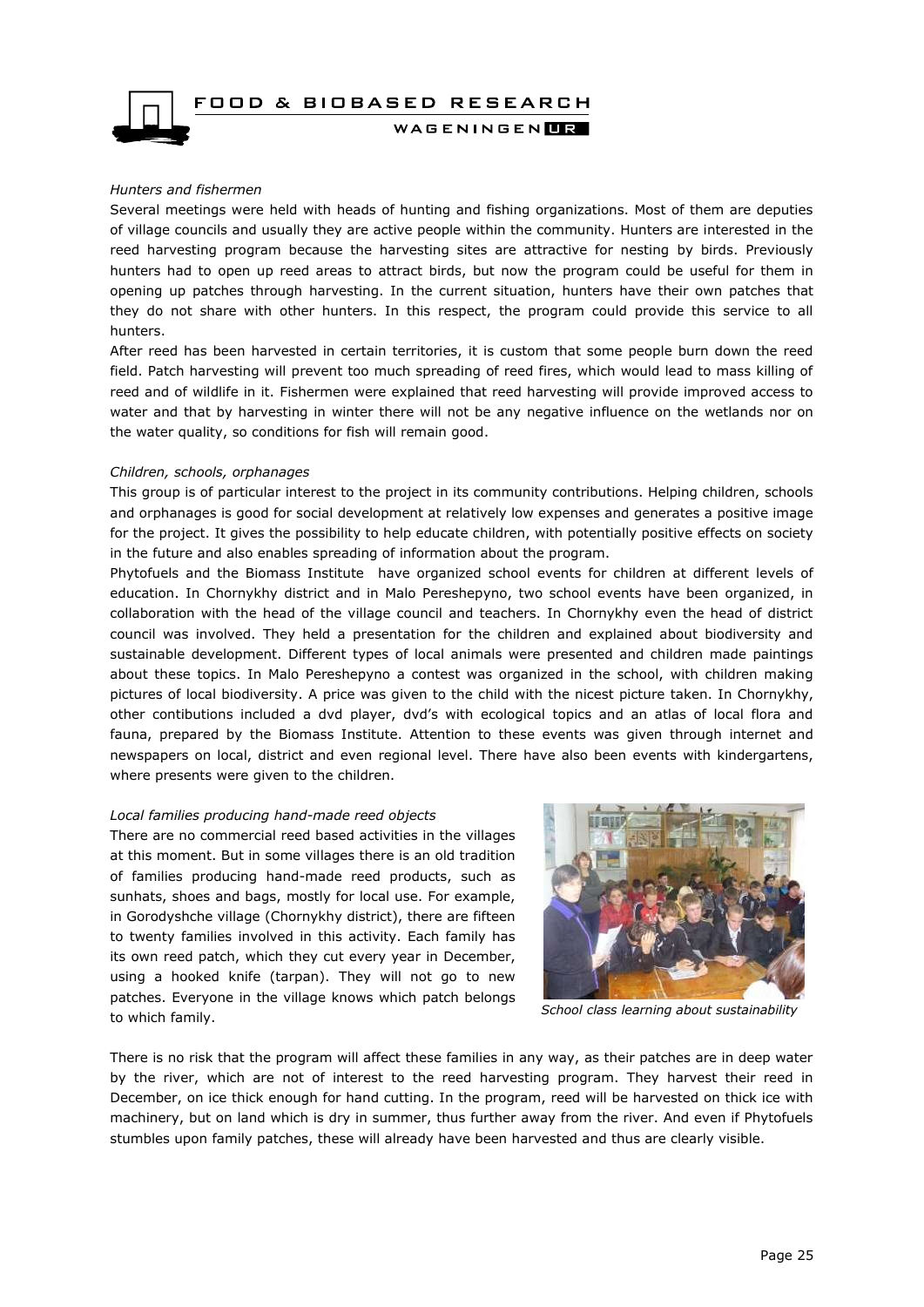*Hunters and fishermen*

Several meetings were held with heads of hunting and fishing organizations. Most of them are deputies of village councils and usually they are active people within the community. Hunters are interested in the reed harvesting program because the harvesting sites are attractive for nesting by birds. Previously hunters had to open up reed areas to attract birds, but now the program could be useful for them in opening up patches through harvesting. In the current situation, hunters have their own patches that they do not share with other hunters. In this respect, the program could provide this service to all hunters.

After reed has been harvested in certain territories, it is custom that some people burn down the reed field. Patch harvesting will prevent too much spreading of reed fires, which would lead to mass killing of reed and of wildlife in it. Fishermen were explained that reed harvesting will provide improved access to water and that by harvesting in winter there will not be any negative influence on the wetlands nor on the water quality, so conditions for fish will remain good.

*Children, schools, orphanages*

This group is of particular interest to the project in its community contributions. Helping children, schools and orphanages is good for social development at relatively low expenses and generates a positive image for the project. It gives the possibility to help educate children, with potentially positive effects on society in the future and also enables spreading of information about the program.

Phytofuels and the Biomass Institute have organized school events for children at different levels of education. In Chornykhy district and in Malo Pereshepyno, two school events have been organized, in collaboration with the head of the village council and teachers. In Chornykhy even the head of district council was involved. They held a presentation for the children and explained about biodiversity and sustainable development. Different types of local animals were presented and children made paintings about these topics. In Malo Pereshepyno a contest was organized in the school, with children making pictures of local biodiversity. A price was given to the child with the nicest picture taken. In Chornykhy, other contibutions included a dvd player, dvd's with ecological topics and an atlas of local flora and fauna, prepared by the Biomass Institute. Attention to these events was given through internet and newspapers on local, district and even regional level. There have also been events with kindergartens, where presents were given to the children.

*Local families producing hand-made reed objects*

There are no commercial reed based activities in the villages at this moment. But in some villages there is an old tradition of families producing hand-made reed products, such as sunhats, shoes and bags, mostly for local use. For example, in Gorodyshche village (Chornykhy district), there are fifteen to twenty families involved in this activity. Each family has its own reed patch, which they cut every year in December, using a hooked knife (tarpan). They will not go to new patches. Everyone in the village knows which patch belongs to which family.

*School class learning about sustainability*

There is no risk that the program will affect these families in any way, as their patches are in deep water by the river, which are not of interest to the reed harvesting program. They harvest their reed in December, on ice thick enough for hand cutting. In the program, reed will be harvested on thick ice with machinery, but on land which is dry in summer, thus further away from the river. And even if Phytofuels stumbles upon family patches, these will already have been harvested and thus are clearly visible.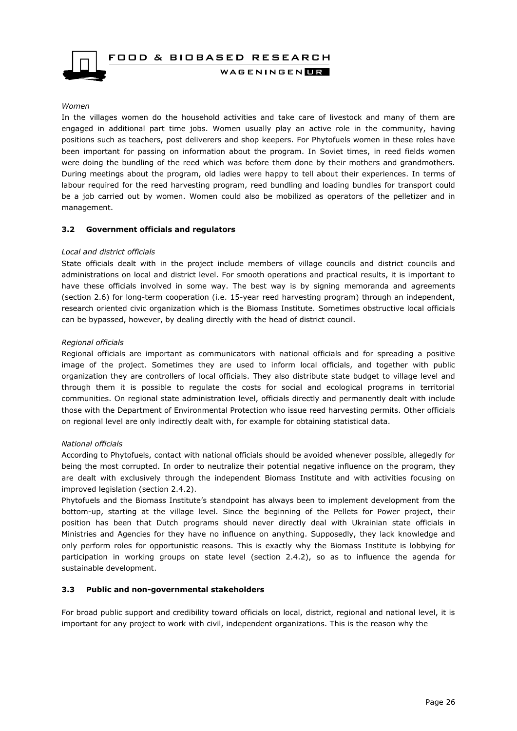*Women*

In the villages women do the household activities and take care of livestock and many of them are engaged in additional part time jobs. Women usually play an active role in the community, having positions such as teachers, post deliverers and shop keepers. For Phytofuels women in these roles have been important for passing on information about the program. In Soviet times, in reed fields women were doing the bundling of the reed which was before them done by their mothers and grandmothers. During meetings about the program, old ladies were happy to tell about their experiences. In terms of labour required for the reed harvesting program, reed bundling and loading bundles for transport could be a job carried out by women. Women could also be mobilized as operators of the pelletizer and in management.

### 3.2 Government officials and regulators

*Local and district officials*

State officials dealt with in the project include members of village councils and district councils and administrations on local and district level. For smooth operations and practical results, it is important to have these officials involved in some way. The best way is by signing memoranda and agreements (section 2.6) for long-term cooperation (i.e. 15-year reed harvesting program) through an independent, research oriented civic organization which is the Biomass Institute. Sometimes obstructive local officials can be bypassed, however, by dealing directly with the head of district council.

*Regional officials*

Regional officials are important as communicators with national officials and for spreading a positive image of the project. Sometimes they are used to inform local officials, and together with public organization they are controllers of local officials. They also distribute state budget to village level and through them it is possible to regulate the costs for social and ecological programs in territorial communities. On regional state administration level, officials directly and permanently dealt with include those with the Department of Environmental Protection who issue reed harvesting permits. Other officials on regional level are only indirectly dealt with, for example for obtaining statistical data.

*National officials*

According to Phytofuels, contact with national officials should be avoided whenever possible, allegedly for being the most corrupted. In order to neutralize their potential negative influence on the program, they are dealt with exclusively through the independent Biomass Institute and with activities focusing on improved legislation (section 2.4.2).

Phytofuels and the Biomass Institute's standpoint has always been to implement development from the bottom-up, starting at the village level. Since the beginning of the Pellets for Power project, their position has been that Dutch programs should never directly deal with Ukrainian state officials in Ministries and Agencies for they have no influence on anything. Supposedly, they lack knowledge and only perform roles for opportunistic reasons. This is exactly why the Biomass Institute is lobbying for participation in working groups on state level (section 2.4.2), so as to influence the agenda for sustainable development.

### 3.3 Public and non-governmental stakeholders

For broad public support and credibility toward officials on local, district, regional and national level, it is important for any project to work with civil, independent organizations. This is the reason why the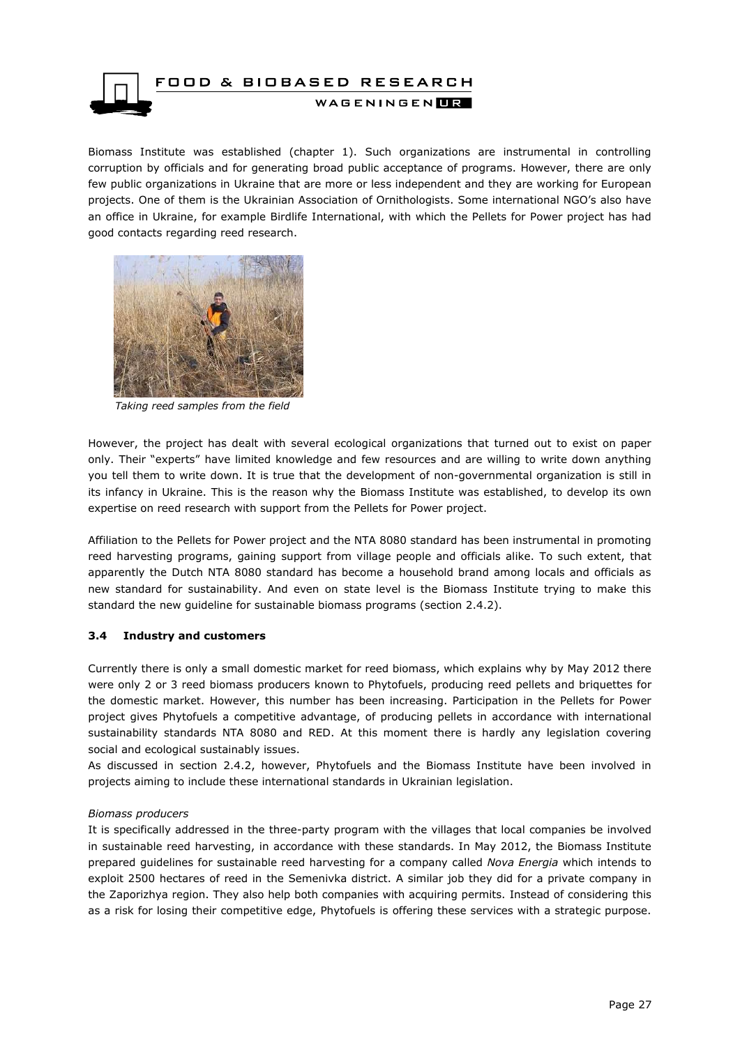Biomass Institute was established (chapter 1). Such organizations are instrumental in controlling corruption by officials and for generating broad public acceptance of programs. However, there are only few public organizations in Ukraine that are more or less independent and they are working for European projects. One of them is the Ukrainian Association of Ornithologists. Some international NGO's also have an office in Ukraine, for example Birdlife International, with which the Pellets for Power project has had good contacts regarding reed research.

*Taking reed samples from the field*

However, the project has dealt with several ecological organizations that turned out to exist on paper only. Their "experts" have limited knowledge and few resources and are willing to write down anything you tell them to write down. It is true that the development of non-governmental organization is still in its infancy in Ukraine. This is the reason why the Biomass Institute was established, to develop its own expertise on reed research with support from the Pellets for Power project.

Affiliation to the Pellets for Power project and the NTA 8080 standard has been instrumental in promoting reed harvesting programs, gaining support from village people and officials alike. To such extent, that apparently the Dutch NTA 8080 standard has become a household brand among locals and officials as new standard for sustainability. And even on state level is the Biomass Institute trying to make this standard the new guideline for sustainable biomass programs (section 2.4.2).

### 3.4 Industry and customers

Currently there is only a small domestic market for reed biomass, which explains why by May 2012 there were only 2 or 3 reed biomass producers known to Phytofuels, producing reed pellets and briquettes for the domestic market. However, this number has been increasing. Participation in the Pellets for Power project gives Phytofuels a competitive advantage, of producing pellets in accordance with international sustainability standards NTA 8080 and RED. At this moment there is hardly any legislation covering social and ecological sustainably issues.
As discussed in section 2.4.2, however, Phytofuels and the Biomass Institute have been involved in projects aiming to include these international standards in Ukrainian legislation.

*Biomass producers*
It is specifically addressed in the three-party program with the villages that local companies be involved in sustainable reed harvesting, in accordance with these standards. In May 2012, the Biomass Institute prepared guidelines for sustainable reed harvesting for a company called *Nova Energia* which intends to exploit 2500 hectares of reed in the Semenivka district. A similar job they did for a private company in the Zaporizhya region. They also help both companies with acquiring permits. Instead of considering this as a risk for losing their competitive edge, Phytofuels is offering these services with a strategic purpose.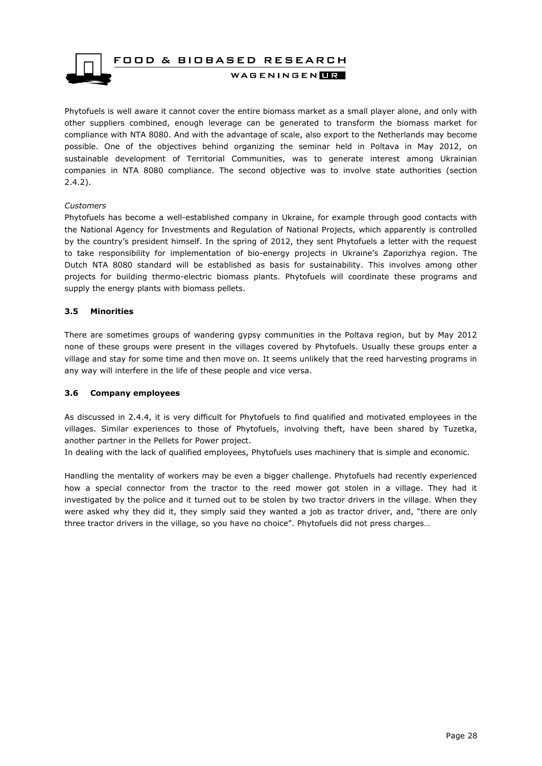Phytofuels is well aware it cannot cover the entire biomass market as a small player alone, and only with other suppliers combined, enough leverage can be generated to transform the biomass market for compliance with NTA 8080. And with the advantage of scale, also export to the Netherlands may become possible. One of the objectives behind organizing the seminar held in Poltava in May 2012, on sustainable development of Territorial Communities, was to generate interest among Ukrainian companies in NTA 8080 compliance. The second objective was to involve state authorities (section 2.4.2).

*Customers*

Phytofuels has become a well-established company in Ukraine, for example through good contacts with the National Agency for Investments and Regulation of National Projects, which apparently is controlled by the country's president himself. In the spring of 2012, they sent Phytofuels a letter with the request to take responsibility for implementation of bio-energy projects in Ukraine's Zaporizhya region. The Dutch NTA 8080 standard will be established as basis for sustainability. This involves among other projects for building thermo-electric biomass plants. Phytofuels will coordinate these programs and supply the energy plants with biomass pellets.

### 3.5 Minorities

There are sometimes groups of wandering gypsy communities in the Poltava region, but by May 2012 none of these groups were present in the villages covered by Phytofuels. Usually these groups enter a village and stay for some time and then move on. It seems unlikely that the reed harvesting programs in any way will interfere in the life of these people and vice versa.

### 3.6 Company employees

As discussed in 2.4.4, it is very difficult for Phytofuels to find qualified and motivated employees in the villages. Similar experiences to those of Phytofuels, involving theft, have been shared by Tuzetka, another partner in the Pellets for Power project.
In dealing with the lack of qualified employees, Phytofuels uses machinery that is simple and economic.

Handling the mentality of workers may be even a bigger challenge. Phytofuels had recently experienced how a special connector from the tractor to the reed mower got stolen in a village. They had it investigated by the police and it turned out to be stolen by two tractor drivers in the village. When they were asked why they did it, they simply said they wanted a job as tractor driver, and, "there are only three tractor drivers in the village, so you have no choice". Phytofuels did not press charges…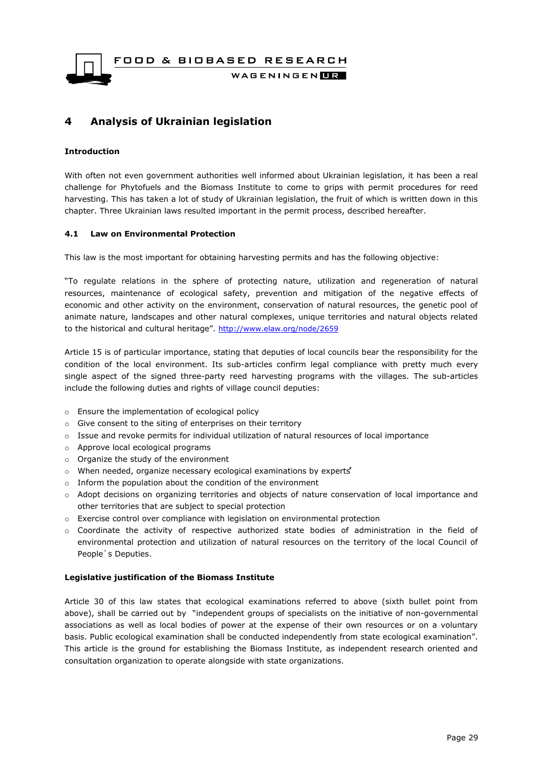# 4 Analysis of Ukrainian legislation

**Introduction**

With often not even government authorities well informed about Ukrainian legislation, it has been a real challenge for Phytofuels and the Biomass Institute to come to grips with permit procedures for reed harvesting. This has taken a lot of study of Ukrainian legislation, the fruit of which is written down in this chapter. Three Ukrainian laws resulted important in the permit process, described hereafter.

## 4.1 Law on Environmental Protection

This law is the most important for obtaining harvesting permits and has the following objective:

"To regulate relations in the sphere of protecting nature, utilization and regeneration of natural resources, maintenance of ecological safety, prevention and mitigation of the negative effects of economic and other activity on the environment, conservation of natural resources, the genetic pool of animate nature, landscapes and other natural complexes, unique territories and natural objects related to the historical and cultural heritage". http://www.elaw.org/node/2659

Article 15 is of particular importance, stating that deputies of local councils bear the responsibility for the condition of the local environment. Its sub-articles confirm legal compliance with pretty much every single aspect of the signed three-party reed harvesting programs with the villages. The sub-articles include the following duties and rights of village council deputies:

- Ensure the implementation of ecological policy
- Give consent to the siting of enterprises on their territory
- Issue and revoke permits for individual utilization of natural resources of local importance
- Approve local ecological programs
- Organize the study of the environment
- When needed, organize necessary ecological examinations by experts*
- Inform the population about the condition of the environment
- Adopt decisions on organizing territories and objects of nature conservation of local importance and other territories that are subject to special protection
- Exercise control over compliance with legislation on environmental protection
- Coordinate the activity of respective authorized state bodies of administration in the field of environmental protection and utilization of natural resources on the territory of the local Council of People`s Deputies.

**Legislative justification of the Biomass Institute**

Article 30 of this law states that ecological examinations referred to above (sixth bullet point from above), shall be carried out by "independent groups of specialists on the initiative of non-governmental associations as well as local bodies of power at the expense of their own resources or on a voluntary basis. Public ecological examination shall be conducted independently from state ecological examination". This article is the ground for establishing the Biomass Institute, as independent research oriented and consultation organization to operate alongside with state organizations.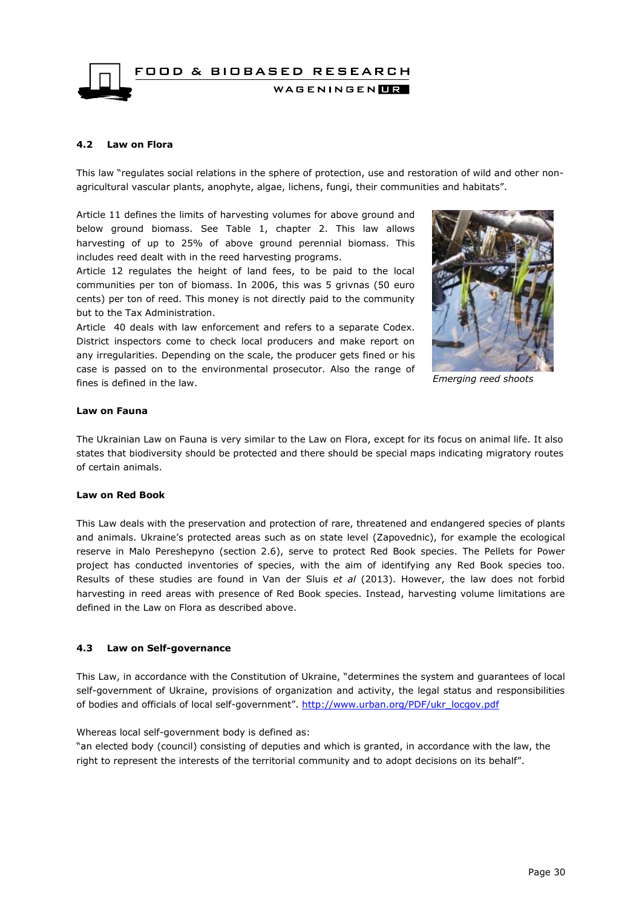### 4.2 Law on Flora

This law "regulates social relations in the sphere of protection, use and restoration of wild and other non-agricultural vascular plants, anophyte, algae, lichens, fungi, their communities and habitats".

Article 11 defines the limits of harvesting volumes for above ground and below ground biomass. See Table 1, chapter 2. This law allows harvesting of up to 25% of above ground perennial biomass. This includes reed dealt with in the reed harvesting programs.

Article 12 regulates the height of land fees, to be paid to the local communities per ton of biomass. In 2006, this was 5 grivnas (50 euro cents) per ton of reed. This money is not directly paid to the community but to the Tax Administration.

Article 40 deals with law enforcement and refers to a separate Codex. District inspectors come to check local producers and make report on any irregularities. Depending on the scale, the producer gets fined or his case is passed on to the environmental prosecutor. Also the range of fines is defined in the law.

*Emerging reed shoots*

**Law on Fauna**

The Ukrainian Law on Fauna is very similar to the Law on Flora, except for its focus on animal life. It also states that biodiversity should be protected and there should be special maps indicating migratory routes of certain animals.

**Law on Red Book**

This Law deals with the preservation and protection of rare, threatened and endangered species of plants and animals. Ukraine's protected areas such as on state level (Zapovednic), for example the ecological reserve in Malo Pereshepyno (section 2.6), serve to protect Red Book species. The Pellets for Power project has conducted inventories of species, with the aim of identifying any Red Book species too. Results of these studies are found in Van der Sluis *et al* (2013). However, the law does not forbid harvesting in reed areas with presence of Red Book species. Instead, harvesting volume limitations are defined in the Law on Flora as described above.

### 4.3 Law on Self-governance

This Law, in accordance with the Constitution of Ukraine, "determines the system and guarantees of local self-government of Ukraine, provisions of organization and activity, the legal status and responsibilities of bodies and officials of local self-government". http://www.urban.org/PDF/ukr_locgov.pdf

Whereas local self-government body is defined as:
"an elected body (council) consisting of deputies and which is granted, in accordance with the law, the right to represent the interests of the territorial community and to adopt decisions on its behalf".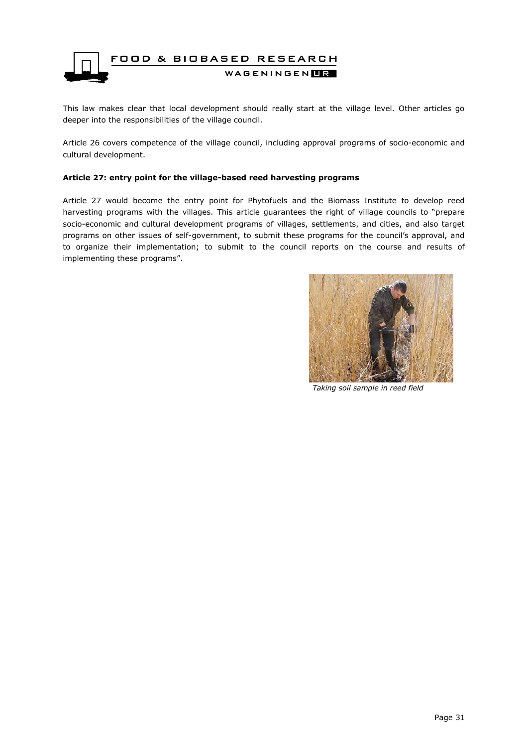This law makes clear that local development should really start at the village level. Other articles go deeper into the responsibilities of the village council.

Article 26 covers competence of the village council, including approval programs of socio-economic and cultural development.

**Article 27: entry point for the village-based reed harvesting programs**

Article 27 would become the entry point for Phytofuels and the Biomass Institute to develop reed harvesting programs with the villages. This article guarantees the right of village councils to "prepare socio-economic and cultural development programs of villages, settlements, and cities, and also target programs on other issues of self-government, to submit these programs for the council's approval, and to organize their implementation; to submit to the council reports on the course and results of implementing these programs".

*Taking soil sample in reed field*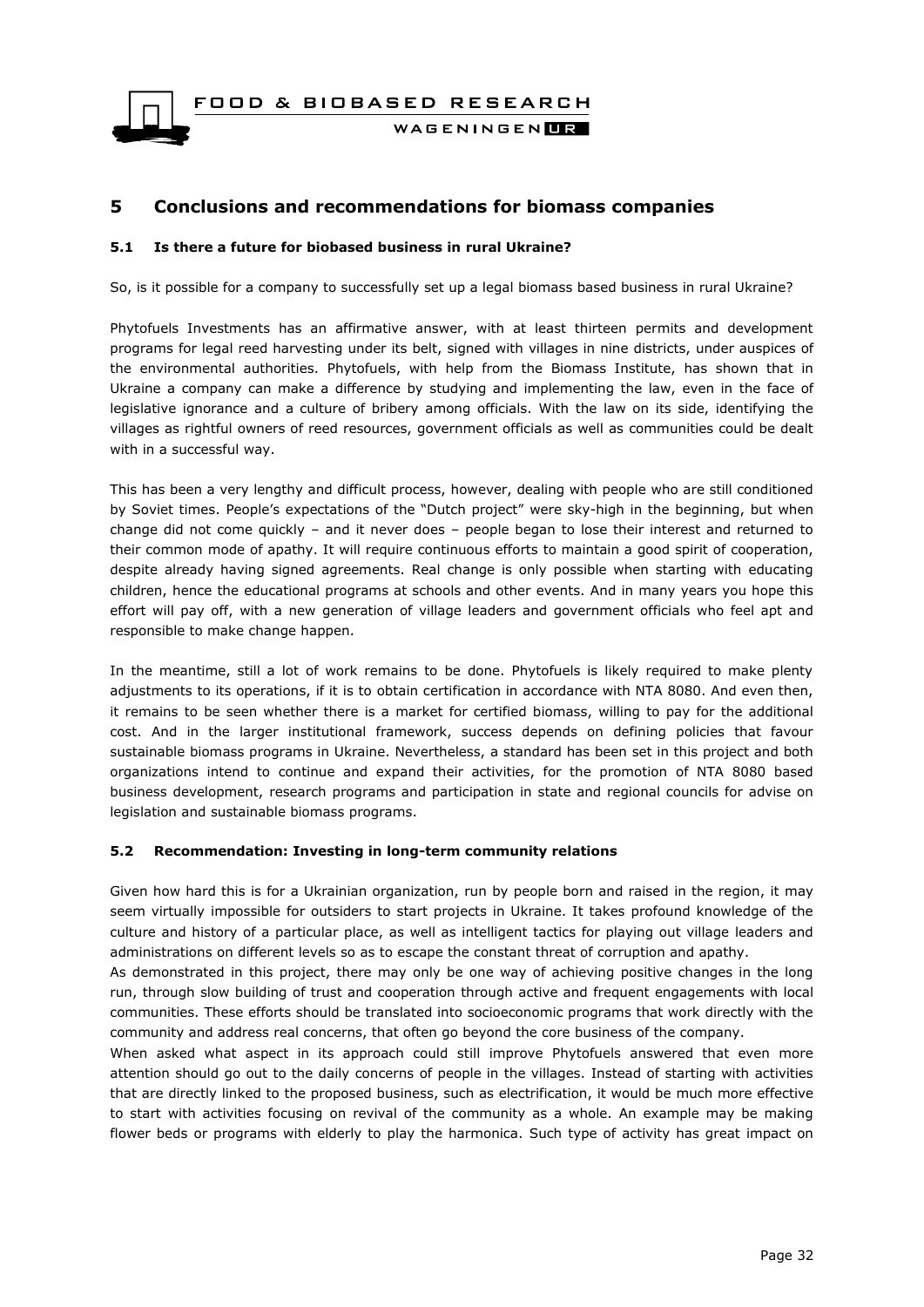# 5 Conclusions and recommendations for biomass companies

## 5.1 Is there a future for biobased business in rural Ukraine?

So, is it possible for a company to successfully set up a legal biomass based business in rural Ukraine?

Phytofuels Investments has an affirmative answer, with at least thirteen permits and development programs for legal reed harvesting under its belt, signed with villages in nine districts, under auspices of the environmental authorities. Phytofuels, with help from the Biomass Institute, has shown that in Ukraine a company can make a difference by studying and implementing the law, even in the face of legislative ignorance and a culture of bribery among officials. With the law on its side, identifying the villages as rightful owners of reed resources, government officials as well as communities could be dealt with in a successful way.

This has been a very lengthy and difficult process, however, dealing with people who are still conditioned by Soviet times. People's expectations of the "Dutch project" were sky-high in the beginning, but when change did not come quickly – and it never does – people began to lose their interest and returned to their common mode of apathy. It will require continuous efforts to maintain a good spirit of cooperation, despite already having signed agreements. Real change is only possible when starting with educating children, hence the educational programs at schools and other events. And in many years you hope this effort will pay off, with a new generation of village leaders and government officials who feel apt and responsible to make change happen.

In the meantime, still a lot of work remains to be done. Phytofuels is likely required to make plenty adjustments to its operations, if it is to obtain certification in accordance with NTA 8080. And even then, it remains to be seen whether there is a market for certified biomass, willing to pay for the additional cost. And in the larger institutional framework, success depends on defining policies that favour sustainable biomass programs in Ukraine. Nevertheless, a standard has been set in this project and both organizations intend to continue and expand their activities, for the promotion of NTA 8080 based business development, research programs and participation in state and regional councils for advise on legislation and sustainable biomass programs.

## 5.2 Recommendation: Investing in long-term community relations

Given how hard this is for a Ukrainian organization, run by people born and raised in the region, it may seem virtually impossible for outsiders to start projects in Ukraine. It takes profound knowledge of the culture and history of a particular place, as well as intelligent tactics for playing out village leaders and administrations on different levels so as to escape the constant threat of corruption and apathy.

As demonstrated in this project, there may only be one way of achieving positive changes in the long run, through slow building of trust and cooperation through active and frequent engagements with local communities. These efforts should be translated into socioeconomic programs that work directly with the community and address real concerns, that often go beyond the core business of the company.

When asked what aspect in its approach could still improve Phytofuels answered that even more attention should go out to the daily concerns of people in the villages. Instead of starting with activities that are directly linked to the proposed business, such as electrification, it would be much more effective to start with activities focusing on revival of the community as a whole. An example may be making flower beds or programs with elderly to play the harmonica. Such type of activity has great impact on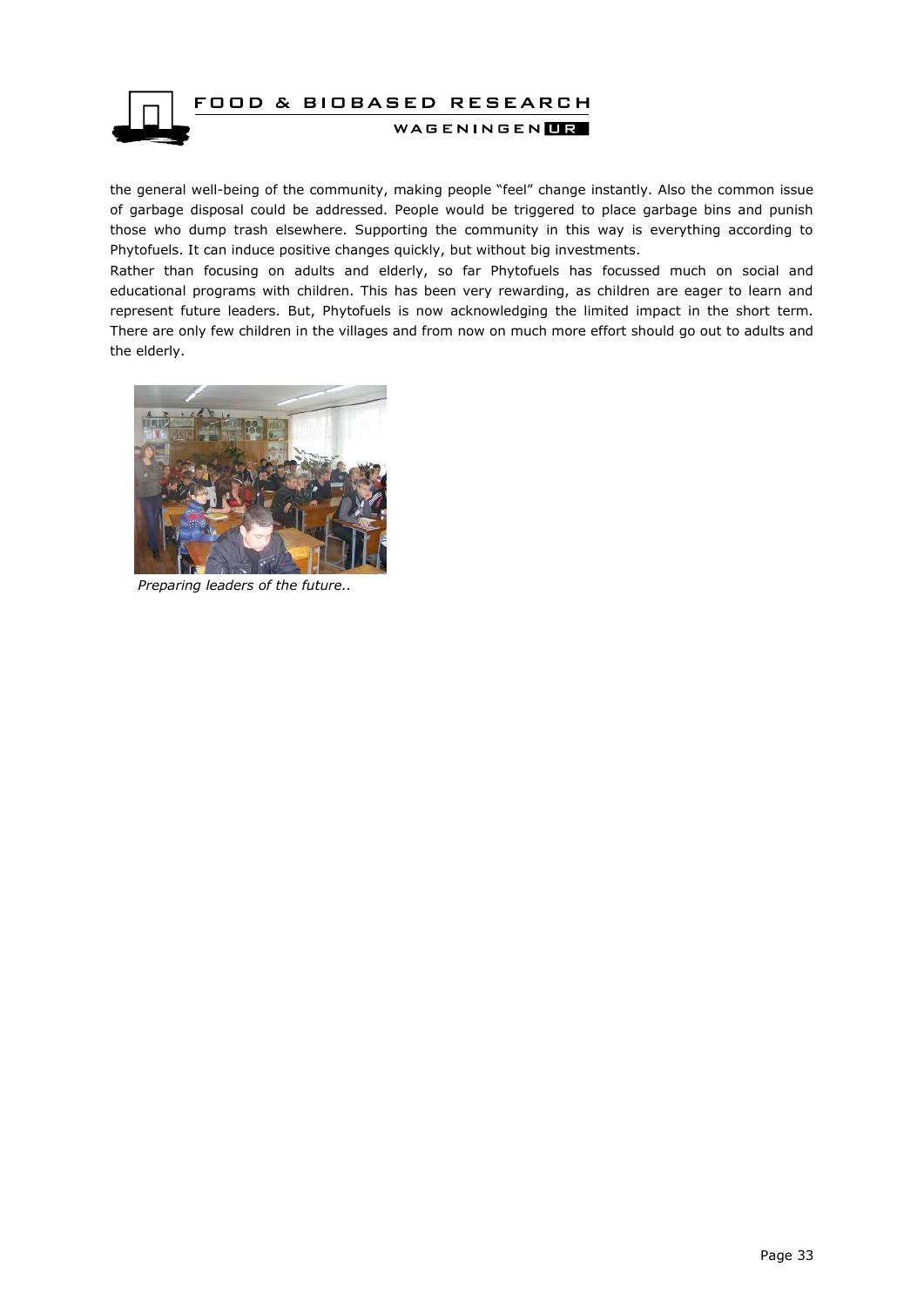the general well-being of the community, making people "feel" change instantly. Also the common issue of garbage disposal could be addressed. People would be triggered to place garbage bins and punish those who dump trash elsewhere. Supporting the community in this way is everything according to Phytofuels. It can induce positive changes quickly, but without big investments.

Rather than focusing on adults and elderly, so far Phytofuels has focussed much on social and educational programs with children. This has been very rewarding, as children are eager to learn and represent future leaders. But, Phytofuels is now acknowledging the limited impact in the short term. There are only few children in the villages and from now on much more effort should go out to adults and the elderly.

*Preparing leaders of the future..*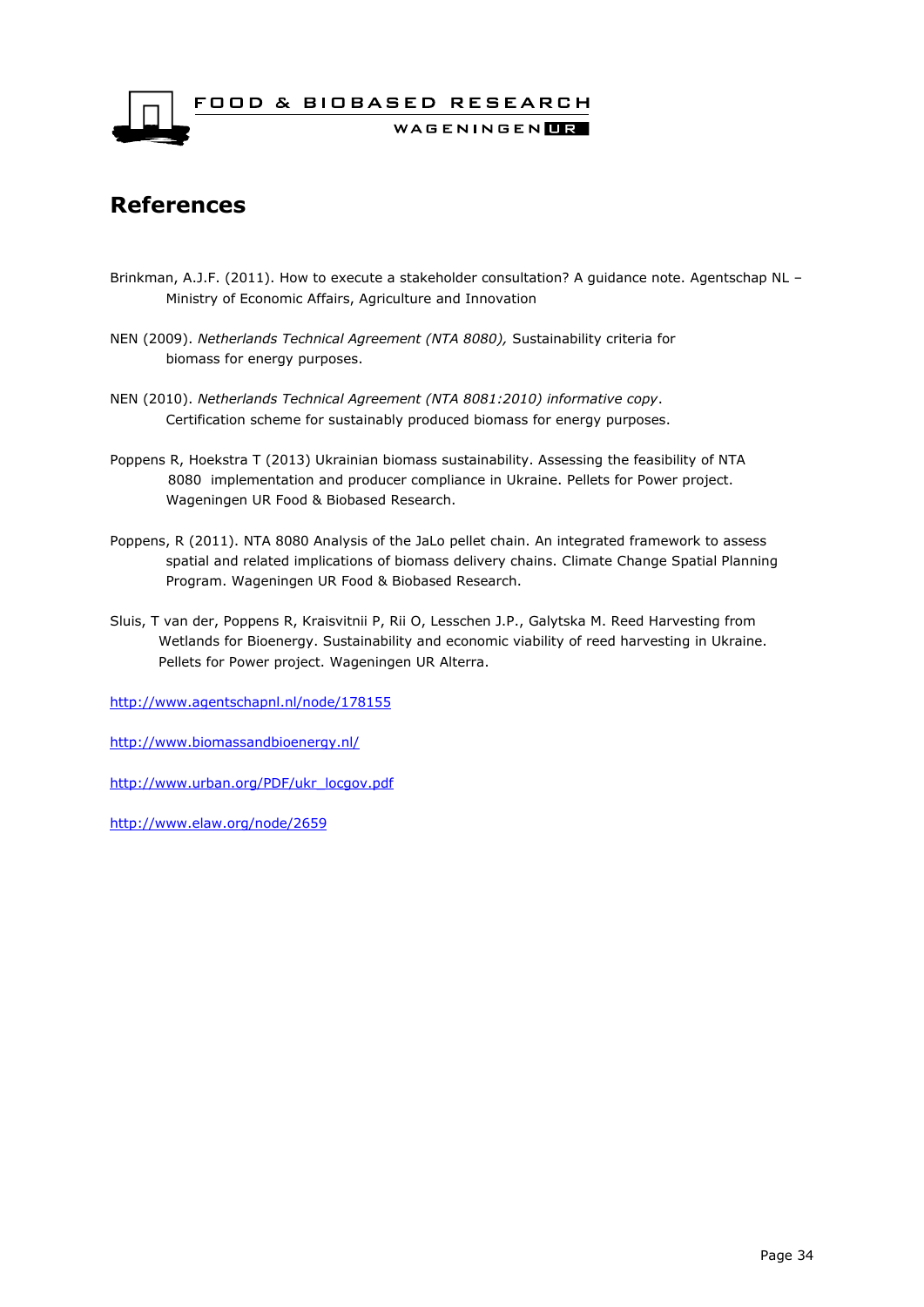# References

Brinkman, A.J.F. (2011). How to execute a stakeholder consultation? A guidance note. Agentschap NL – Ministry of Economic Affairs, Agriculture and Innovation

NEN (2009). *Netherlands Technical Agreement (NTA 8080),* Sustainability criteria for biomass for energy purposes.

NEN (2010). *Netherlands Technical Agreement (NTA 8081:2010) informative copy*. Certification scheme for sustainably produced biomass for energy purposes.

Poppens R, Hoekstra T (2013) Ukrainian biomass sustainability. Assessing the feasibility of NTA 8080 implementation and producer compliance in Ukraine. Pellets for Power project. Wageningen UR Food & Biobased Research.

Poppens, R (2011). NTA 8080 Analysis of the JaLo pellet chain. An integrated framework to assess spatial and related implications of biomass delivery chains. Climate Change Spatial Planning Program. Wageningen UR Food & Biobased Research.

Sluis, T van der, Poppens R, Kraisvitnii P, Rii O, Lesschen J.P., Galytska M. Reed Harvesting from Wetlands for Bioenergy. Sustainability and economic viability of reed harvesting in Ukraine. Pellets for Power project. Wageningen UR Alterra.

http://www.agentschapnl.nl/node/178155

http://www.biomassandbioenergy.nl/

http://www.urban.org/PDF/ukr_locgov.pdf

http://www.elaw.org/node/2659